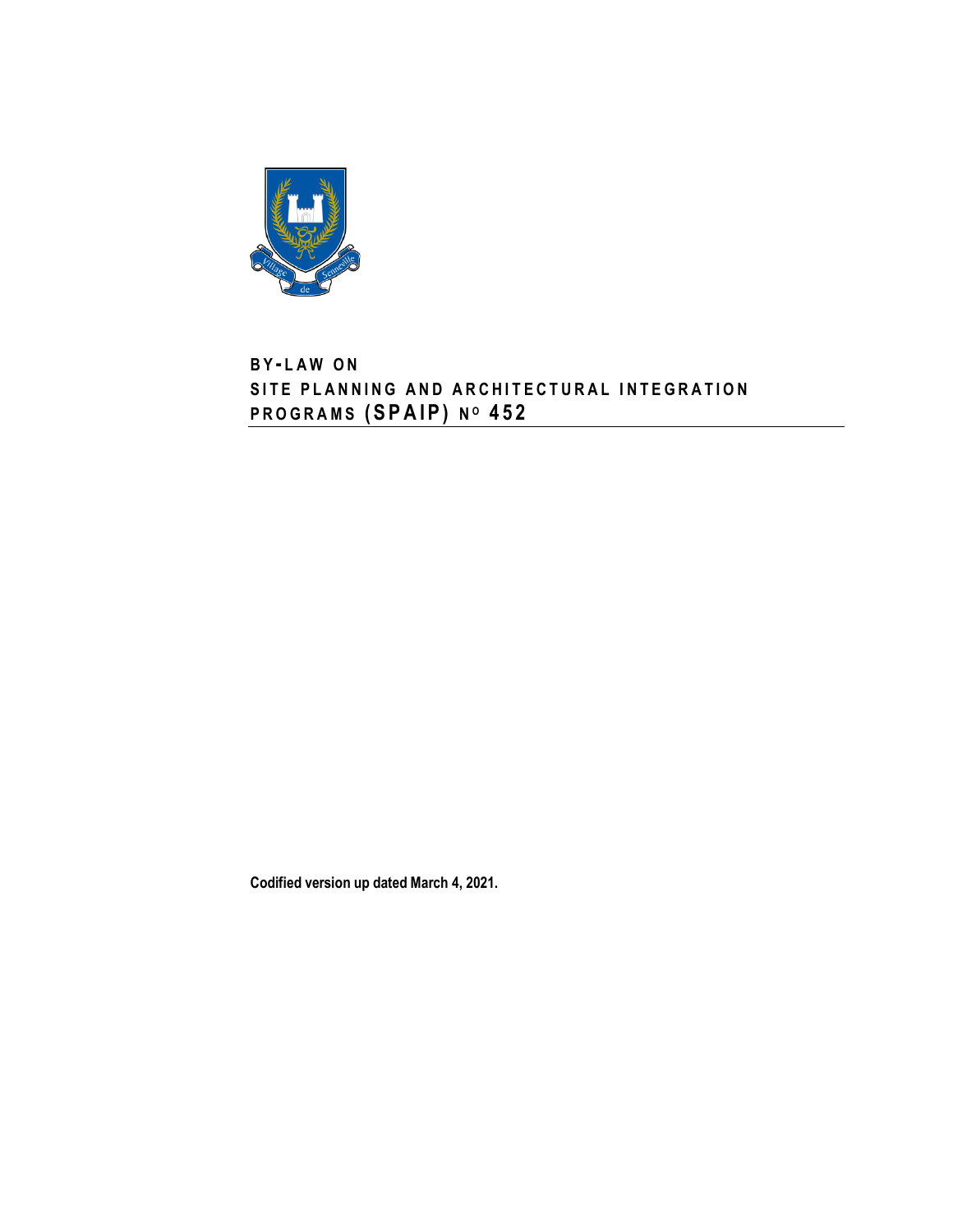# BY-LAW ON SITE PLANNING AND ARCHITECTURAL INTEGRATION PROGRAMS (SPAIP) Nº 452

**Codified version up dated March 4, 2021.**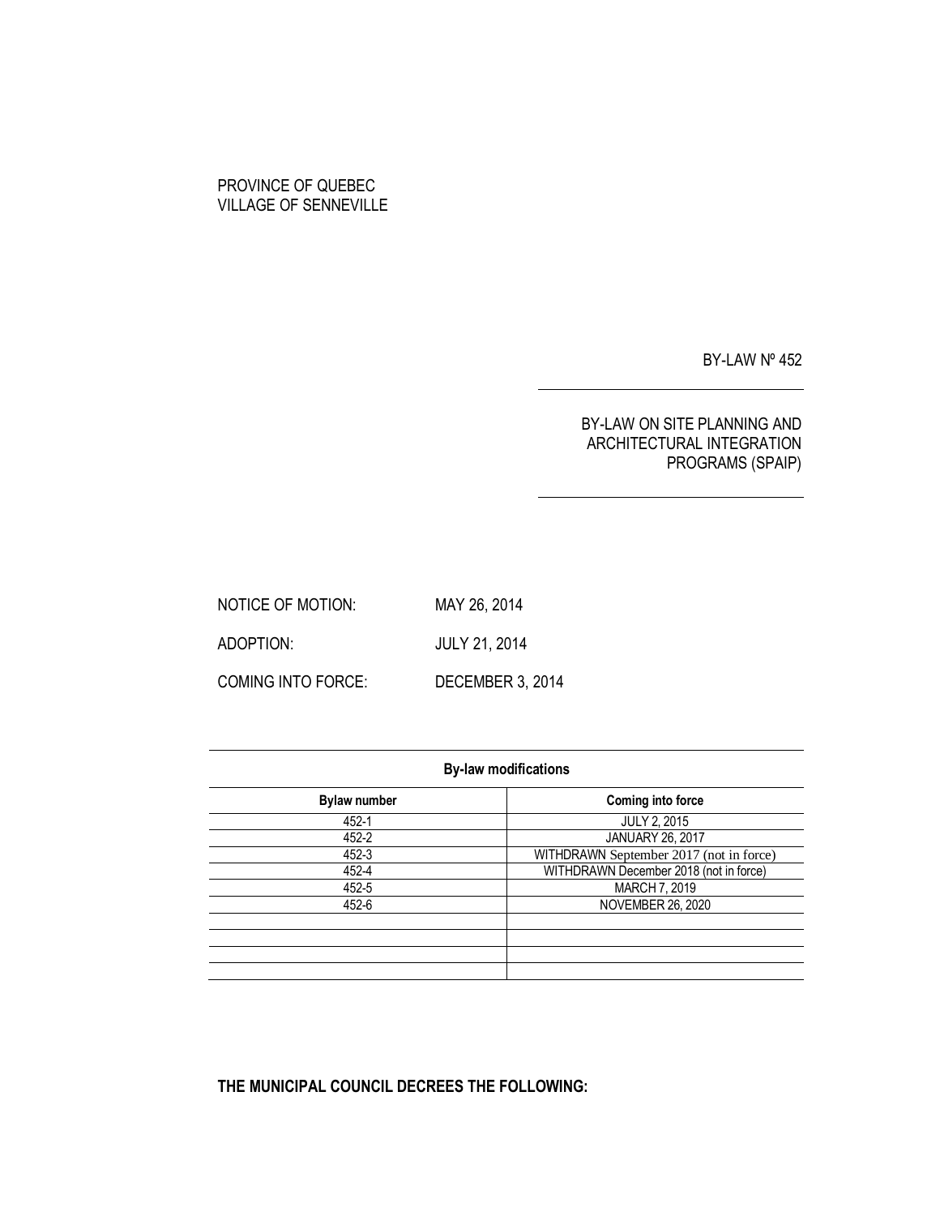PROVINCE OF QUEBEC
VILLAGE OF SENNEVILLE

BY-LAW Nº 452

BY-LAW ON SITE PLANNING AND ARCHITECTURAL INTEGRATION PROGRAMS (SPAIP)

NOTICE OF MOTION: MAY 26, 2014

ADOPTION: JULY 21, 2014

COMING INTO FORCE: DECEMBER 3, 2014

**By-law modifications**

| Bylaw number | Coming into force |
|---|---|
| 452-1 | JULY 2, 2015 |
| 452-2 | JANUARY 26, 2017 |
| 452-3 | WITHDRAWN September 2017 (not in force) |
| 452-4 | WITHDRAWN December 2018 (not in force) |
| 452-5 | MARCH 7, 2019 |
| 452-6 | NOVEMBER 26, 2020 |
| | |
| | |
| | |
| | |

**THE MUNICIPAL COUNCIL DECREES THE FOLLOWING:**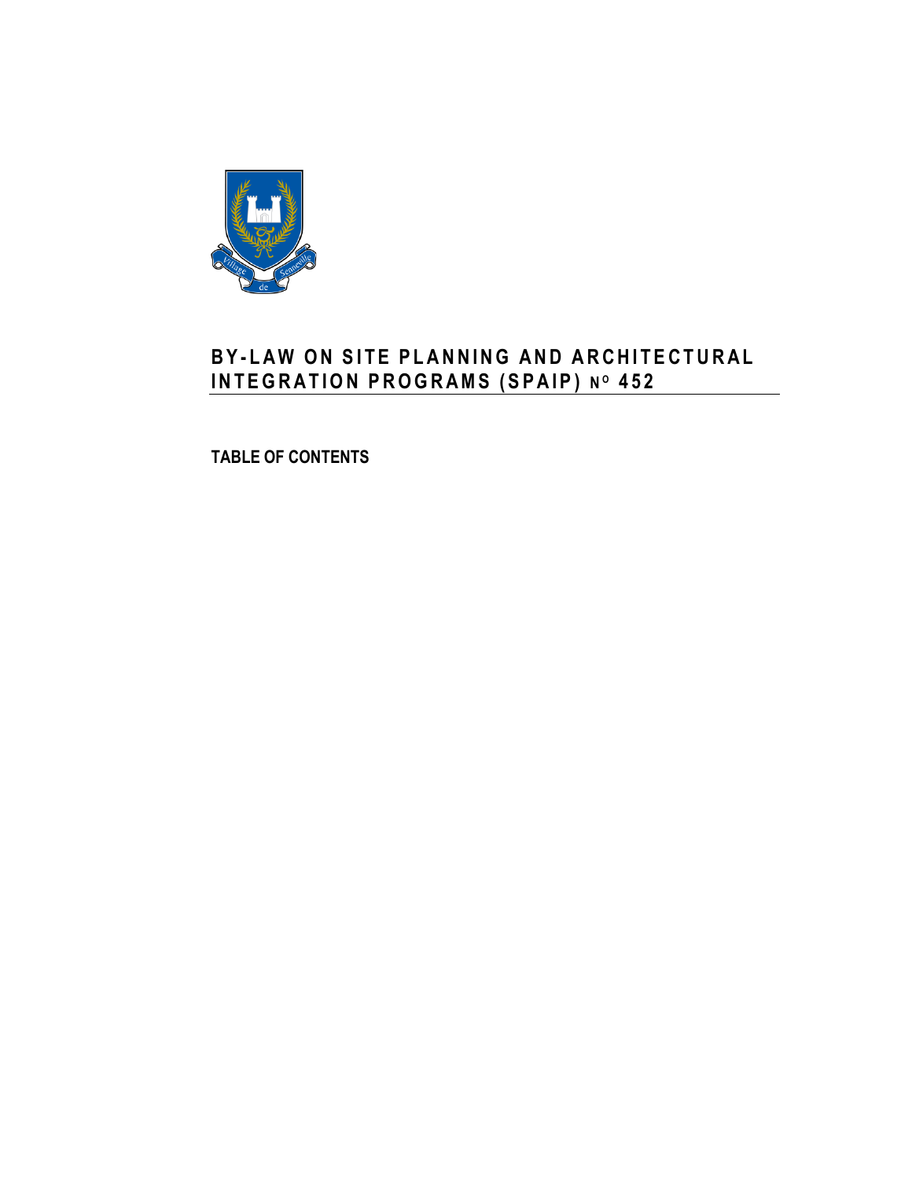# BY-LAW ON SITE PLANNING AND ARCHITECTURAL INTEGRATION PROGRAMS (SPAIP) N° 452

**TABLE OF CONTENTS**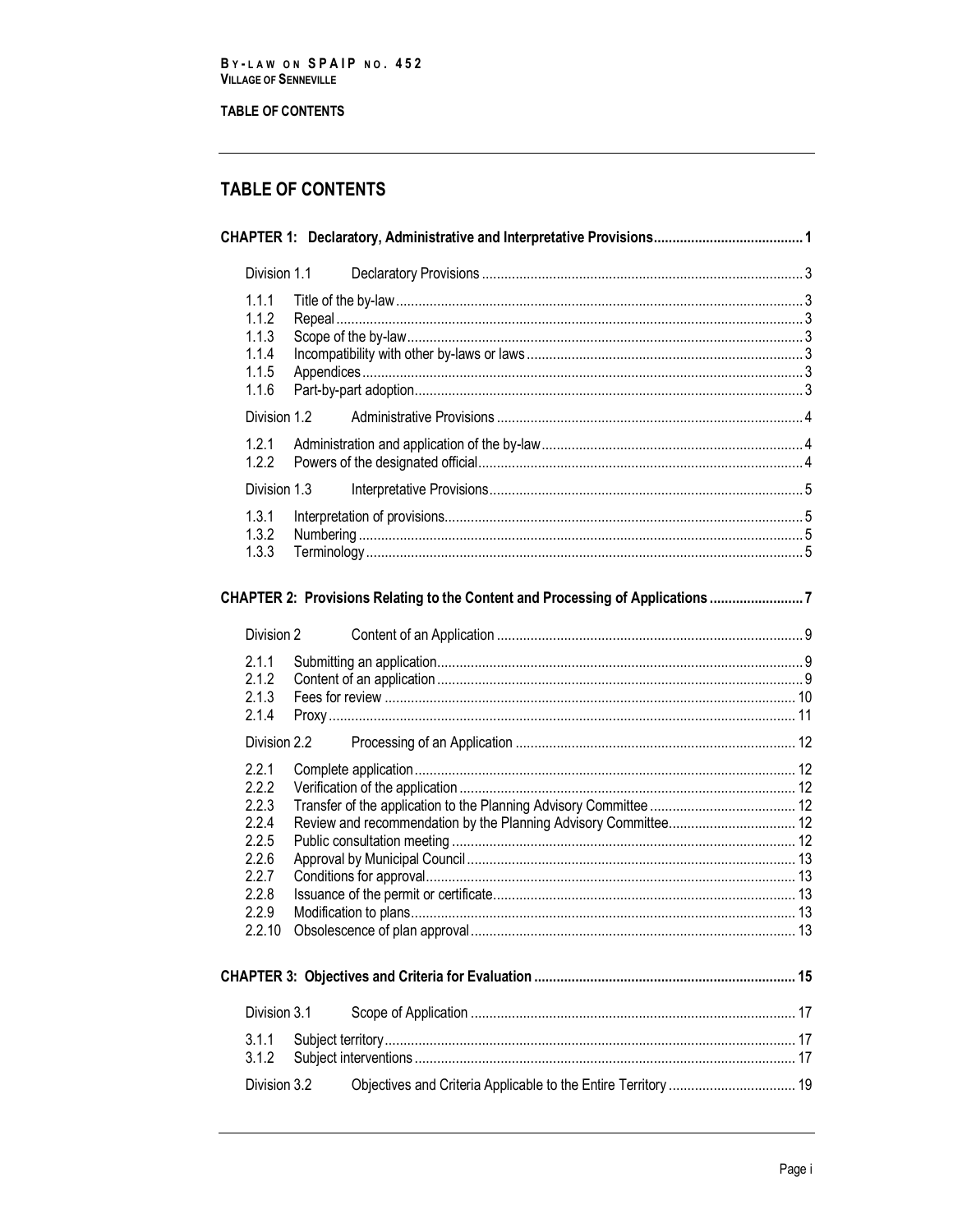## TABLE OF CONTENTS

**CHAPTER 1: Declaratory, Administrative and Interpretative Provisions** .......... 1

Division 1.1 Declaratory Provisions .......... 3

- 1.1.1 Title of the by-law .......... 3
- 1.1.2 Repeal .......... 3
- 1.1.3 Scope of the by-law .......... 3
- 1.1.4 Incompatibility with other by-laws or laws .......... 3
- 1.1.5 Appendices .......... 3
- 1.1.6 Part-by-part adoption .......... 3

Division 1.2 Administrative Provisions .......... 4

- 1.2.1 Administration and application of the by-law .......... 4
- 1.2.2 Powers of the designated official .......... 4

Division 1.3 Interpretative Provisions .......... 5

- 1.3.1 Interpretation of provisions .......... 5
- 1.3.2 Numbering .......... 5
- 1.3.3 Terminology .......... 5

**CHAPTER 2: Provisions Relating to the Content and Processing of Applications** .......... 7

Division 2 Content of an Application .......... 9

- 2.1.1 Submitting an application .......... 9
- 2.1.2 Content of an application .......... 9
- 2.1.3 Fees for review .......... 10
- 2.1.4 Proxy .......... 11

Division 2.2 Processing of an Application .......... 12

- 2.2.1 Complete application .......... 12
- 2.2.2 Verification of the application .......... 12
- 2.2.3 Transfer of the application to the Planning Advisory Committee .......... 12
- 2.2.4 Review and recommendation by the Planning Advisory Committee .......... 12
- 2.2.5 Public consultation meeting .......... 12
- 2.2.6 Approval by Municipal Council .......... 13
- 2.2.7 Conditions for approval .......... 13
- 2.2.8 Issuance of the permit or certificate .......... 13
- 2.2.9 Modification to plans .......... 13
- 2.2.10 Obsolescence of plan approval .......... 13

**CHAPTER 3: Objectives and Criteria for Evaluation** .......... 15

Division 3.1 Scope of Application .......... 17

- 3.1.1 Subject territory .......... 17
- 3.1.2 Subject interventions .......... 17

Division 3.2 Objectives and Criteria Applicable to the Entire Territory .......... 19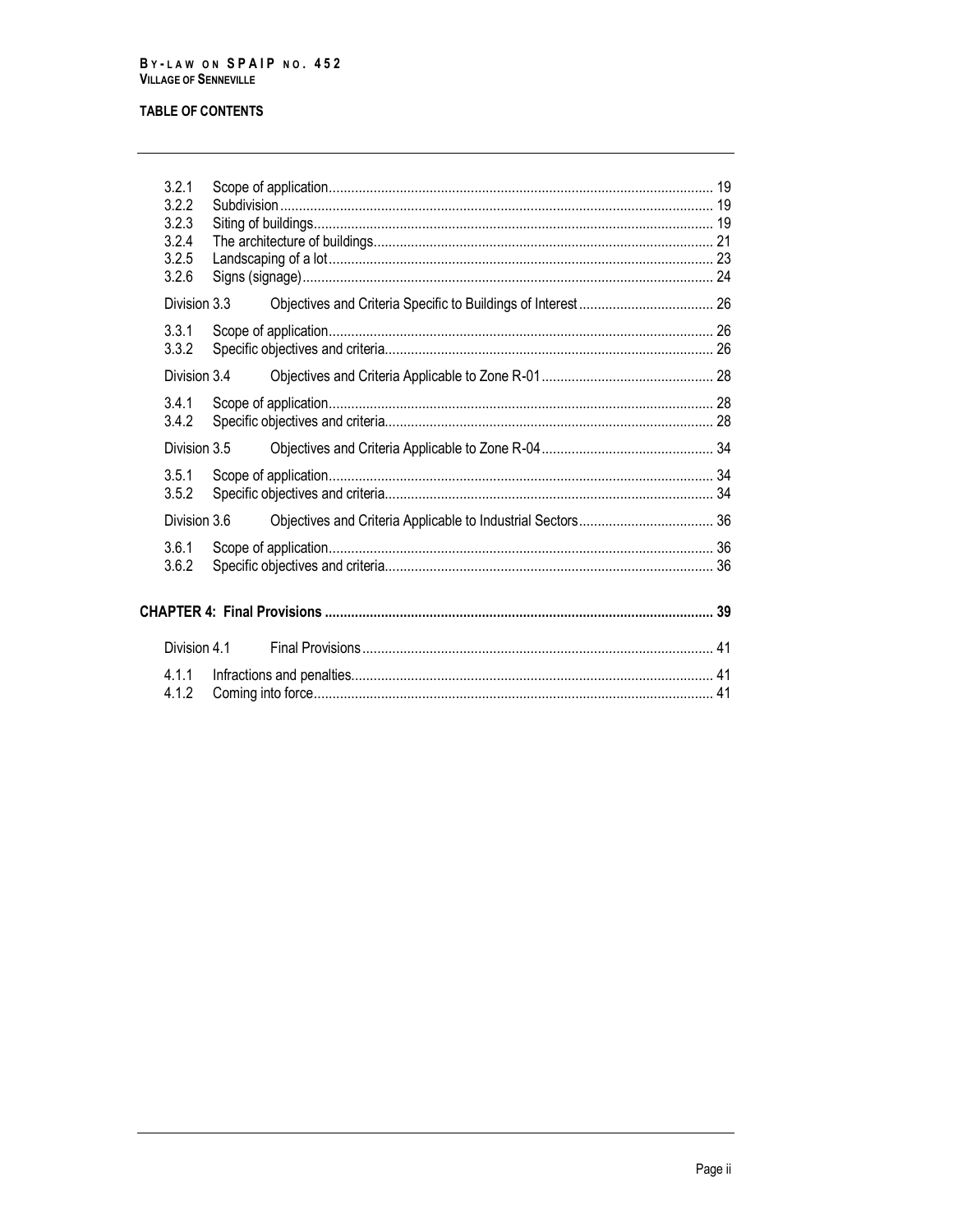**TABLE OF CONTENTS**

| | | |
|---|---|---|
| 3.2.1 | Scope of application | 19 |
| 3.2.2 | Subdivision | 19 |
| 3.2.3 | Siting of buildings | 19 |
| 3.2.4 | The architecture of buildings | 21 |
| 3.2.5 | Landscaping of a lot | 23 |
| 3.2.6 | Signs (signage) | 24 |
| Division 3.3 | Objectives and Criteria Specific to Buildings of Interest | 26 |
| 3.3.1 | Scope of application | 26 |
| 3.3.2 | Specific objectives and criteria | 26 |
| Division 3.4 | Objectives and Criteria Applicable to Zone R-01 | 28 |
| 3.4.1 | Scope of application | 28 |
| 3.4.2 | Specific objectives and criteria | 28 |
| Division 3.5 | Objectives and Criteria Applicable to Zone R-04 | 34 |
| 3.5.1 | Scope of application | 34 |
| 3.5.2 | Specific objectives and criteria | 34 |
| Division 3.6 | Objectives and Criteria Applicable to Industrial Sectors | 36 |
| 3.6.1 | Scope of application | 36 |
| 3.6.2 | Specific objectives and criteria | 36 |
| **CHAPTER 4: Final Provisions** | | **39** |
| Division 4.1 | Final Provisions | 41 |
| 4.1.1 | Infractions and penalties | 41 |
| 4.1.2 | Coming into force | 41 |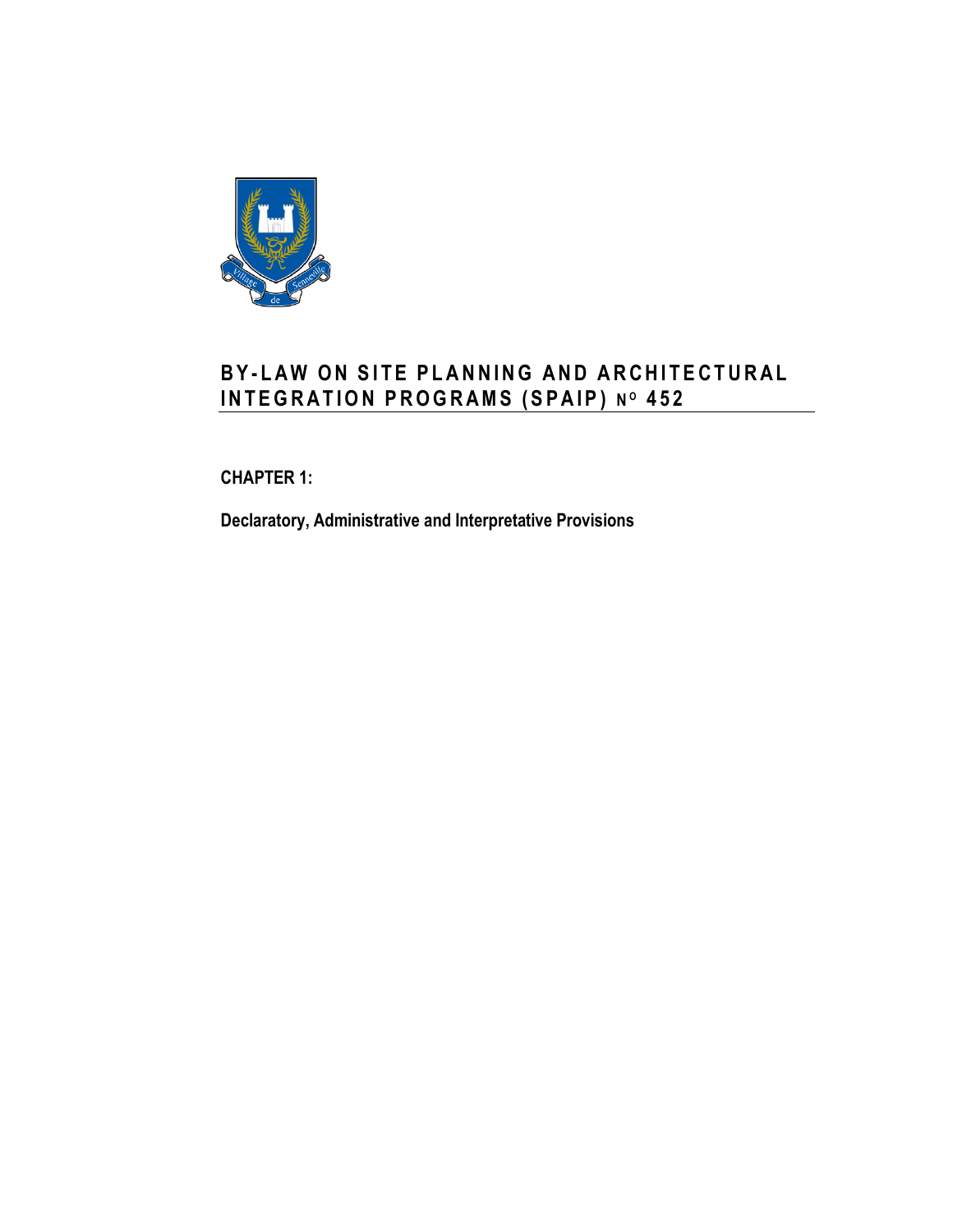# BY-LAW ON SITE PLANNING AND ARCHITECTURAL INTEGRATION PROGRAMS (SPAIP) N° 452

**CHAPTER 1:**

**Declaratory, Administrative and Interpretative Provisions**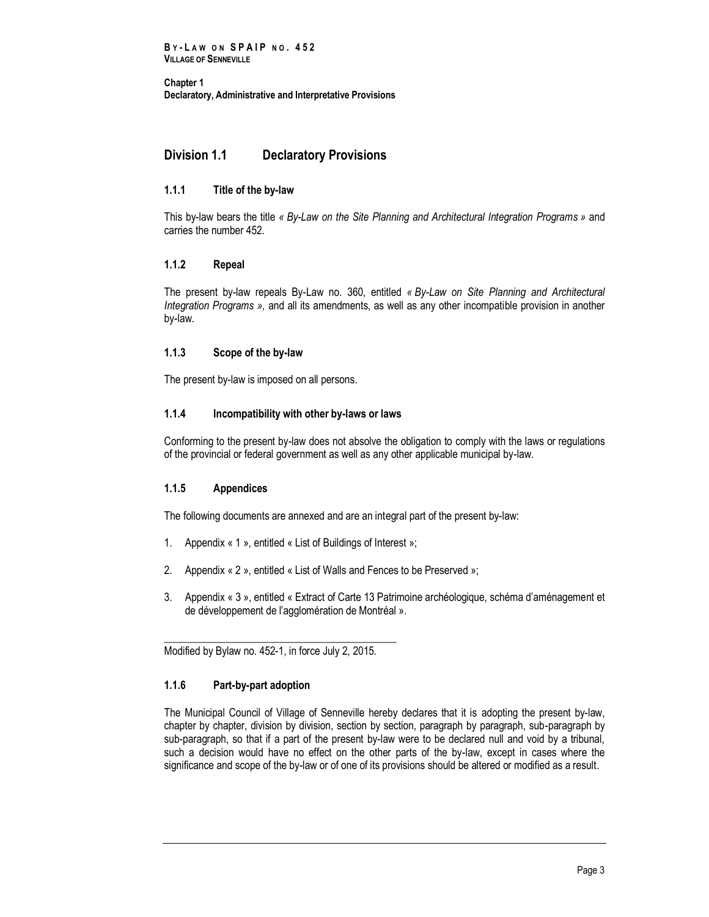## Division 1.1 Declaratory Provisions

### 1.1.1 Title of the by-law

This by-law bears the title *« By-Law on the Site Planning and Architectural Integration Programs »* and carries the number 452.

### 1.1.2 Repeal

The present by-law repeals By-Law no. 360, entitled *« By-Law on Site Planning and Architectural Integration Programs »,* and all its amendments, as well as any other incompatible provision in another by-law.

### 1.1.3 Scope of the by-law

The present by-law is imposed on all persons.

### 1.1.4 Incompatibility with other by-laws or laws

Conforming to the present by-law does not absolve the obligation to comply with the laws or regulations of the provincial or federal government as well as any other applicable municipal by-law.

### 1.1.5 Appendices

The following documents are annexed and are an integral part of the present by-law:

1. Appendix « 1 », entitled « List of Buildings of Interest »;

2. Appendix « 2 », entitled « List of Walls and Fences to be Preserved »;

3. Appendix « 3 », entitled « Extract of Carte 13 Patrimoine archéologique, schéma d'aménagement et de développement de l'agglomération de Montréal ».

---

Modified by Bylaw no. 452-1, in force July 2, 2015.

### 1.1.6 Part-by-part adoption

The Municipal Council of Village of Senneville hereby declares that it is adopting the present by-law, chapter by chapter, division by division, section by section, paragraph by paragraph, sub-paragraph by sub-paragraph, so that if a part of the present by-law were to be declared null and void by a tribunal, such a decision would have no effect on the other parts of the by-law, except in cases where the significance and scope of the by-law or of one of its provisions should be altered or modified as a result.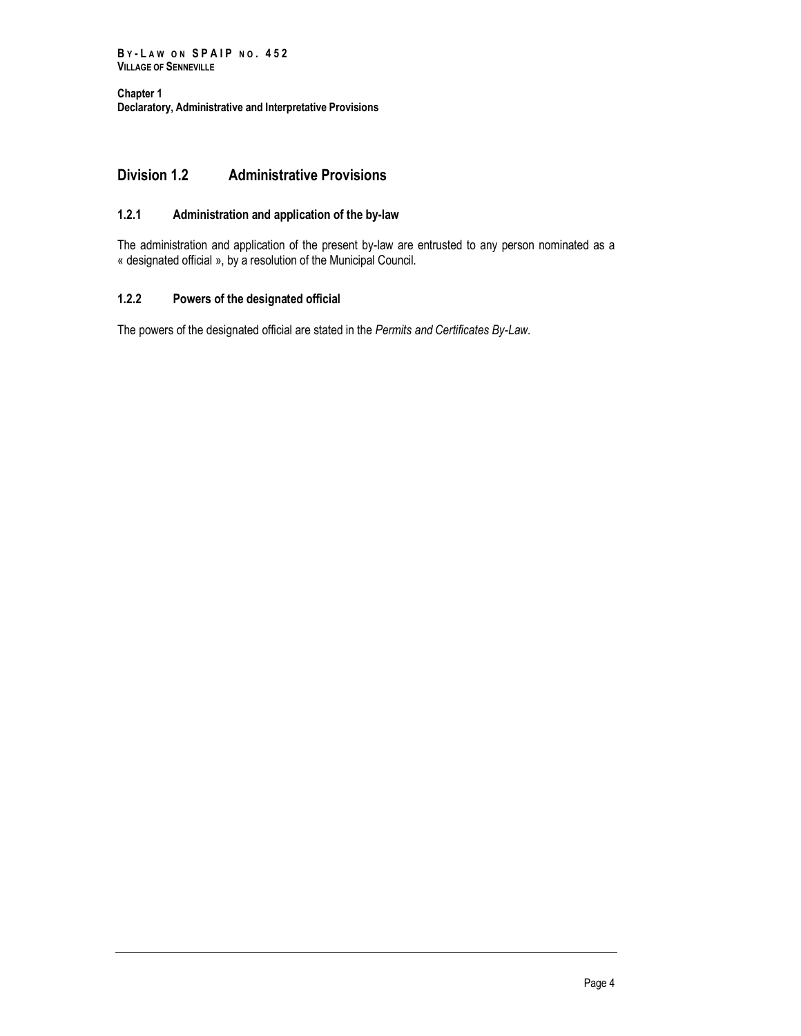## Division 1.2 Administrative Provisions

### 1.2.1 Administration and application of the by-law

The administration and application of the present by-law are entrusted to any person nominated as a « designated official », by a resolution of the Municipal Council.

### 1.2.2 Powers of the designated official

The powers of the designated official are stated in the *Permits and Certificates By-Law.*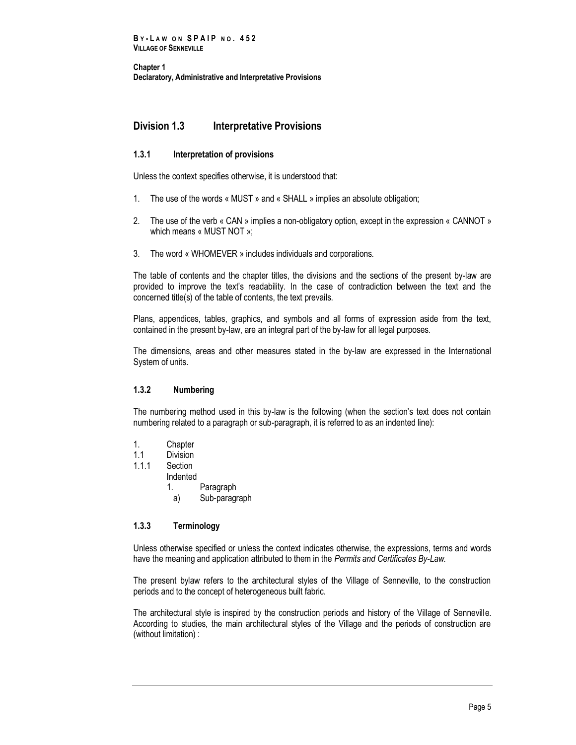## Division 1.3 Interpretative Provisions

### 1.3.1 Interpretation of provisions

Unless the context specifies otherwise, it is understood that:

1. The use of the words « MUST » and « SHALL » implies an absolute obligation;
2. The use of the verb « CAN » implies a non-obligatory option, except in the expression « CANNOT » which means « MUST NOT »;
3. The word « WHOMEVER » includes individuals and corporations.

The table of contents and the chapter titles, the divisions and the sections of the present by-law are provided to improve the text's readability. In the case of contradiction between the text and the concerned title(s) of the table of contents, the text prevails.

Plans, appendices, tables, graphics, and symbols and all forms of expression aside from the text, contained in the present by-law, are an integral part of the by-law for all legal purposes.

The dimensions, areas and other measures stated in the by-law are expressed in the International System of units.

### 1.3.2 Numbering

The numbering method used in this by-law is the following (when the section's text does not contain numbering related to a paragraph or sub-paragraph, it is referred to as an indented line):

```
1.      Chapter
1.1     Division
1.1.1   Section
        Indented
        1.      Paragraph
          a)    Sub-paragraph
```

### 1.3.3 Terminology

Unless otherwise specified or unless the context indicates otherwise, the expressions, terms and words have the meaning and application attributed to them in the *Permits and Certificates By-Law.*

The present bylaw refers to the architectural styles of the Village of Senneville, to the construction periods and to the concept of heterogeneous built fabric.

The architectural style is inspired by the construction periods and history of the Village of Senneville. According to studies, the main architectural styles of the Village and the periods of construction are (without limitation) :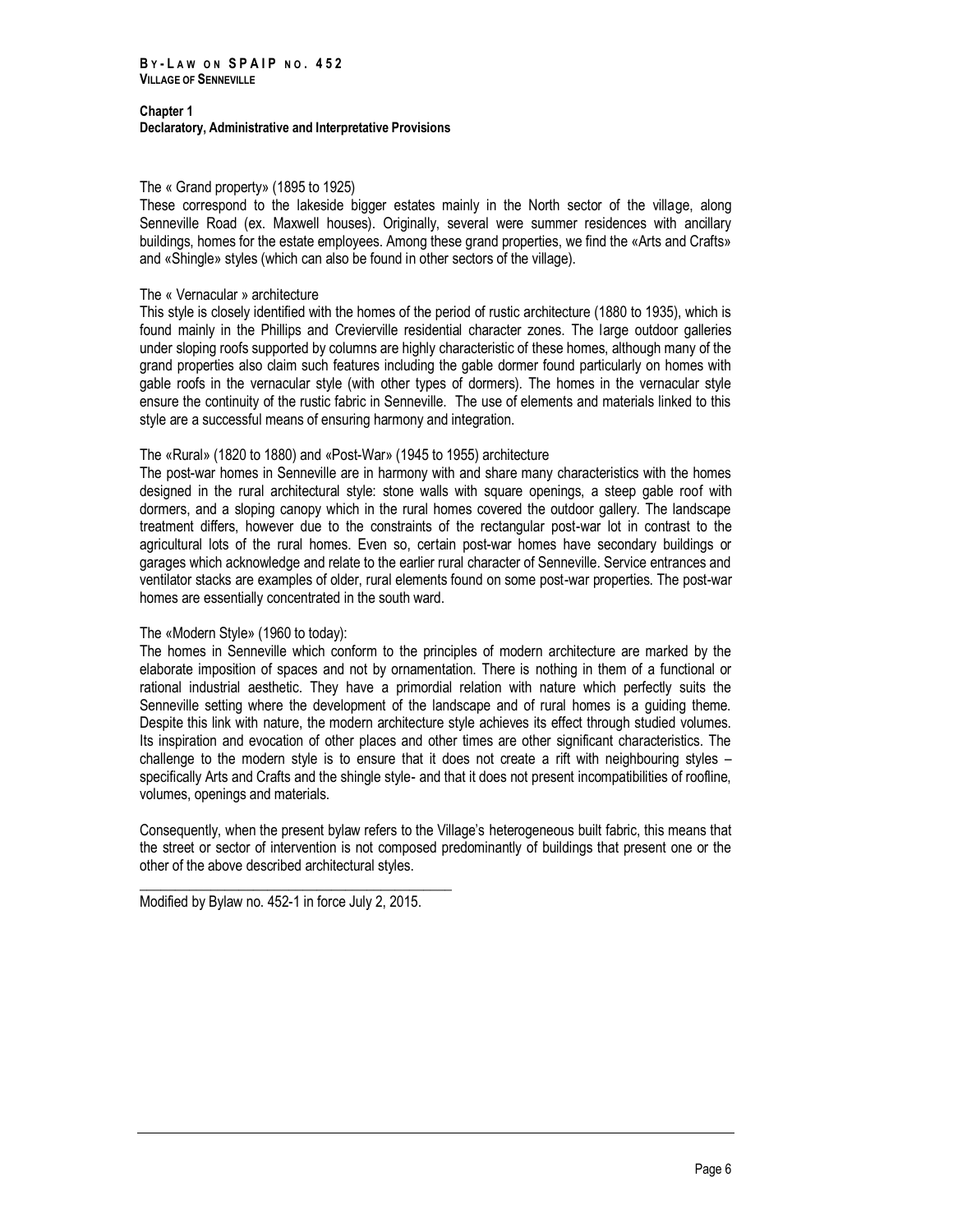The « Grand property» (1895 to 1925)
These correspond to the lakeside bigger estates mainly in the North sector of the village, along Senneville Road (ex. Maxwell houses). Originally, several were summer residences with ancillary buildings, homes for the estate employees. Among these grand properties, we find the «Arts and Crafts» and «Shingle» styles (which can also be found in other sectors of the village).

The « Vernacular » architecture
This style is closely identified with the homes of the period of rustic architecture (1880 to 1935), which is found mainly in the Phillips and Crevierville residential character zones. The large outdoor galleries under sloping roofs supported by columns are highly characteristic of these homes, although many of the grand properties also claim such features including the gable dormer found particularly on homes with gable roofs in the vernacular style (with other types of dormers). The homes in the vernacular style ensure the continuity of the rustic fabric in Senneville. The use of elements and materials linked to this style are a successful means of ensuring harmony and integration.

The «Rural» (1820 to 1880) and «Post-War» (1945 to 1955) architecture
The post-war homes in Senneville are in harmony with and share many characteristics with the homes designed in the rural architectural style: stone walls with square openings, a steep gable roof with dormers, and a sloping canopy which in the rural homes covered the outdoor gallery. The landscape treatment differs, however due to the constraints of the rectangular post-war lot in contrast to the agricultural lots of the rural homes. Even so, certain post-war homes have secondary buildings or garages which acknowledge and relate to the earlier rural character of Senneville. Service entrances and ventilator stacks are examples of older, rural elements found on some post-war properties. The post-war homes are essentially concentrated in the south ward.

The «Modern Style» (1960 to today):
The homes in Senneville which conform to the principles of modern architecture are marked by the elaborate imposition of spaces and not by ornamentation. There is nothing in them of a functional or rational industrial aesthetic. They have a primordial relation with nature which perfectly suits the Senneville setting where the development of the landscape and of rural homes is a guiding theme. Despite this link with nature, the modern architecture style achieves its effect through studied volumes. Its inspiration and evocation of other places and other times are other significant characteristics. The challenge to the modern style is to ensure that it does not create a rift with neighbouring styles – specifically Arts and Crafts and the shingle style- and that it does not present incompatibilities of roofline, volumes, openings and materials.

Consequently, when the present bylaw refers to the Village's heterogeneous built fabric, this means that the street or sector of intervention is not composed predominantly of buildings that present one or the other of the above described architectural styles.

---

Modified by Bylaw no. 452-1 in force July 2, 2015.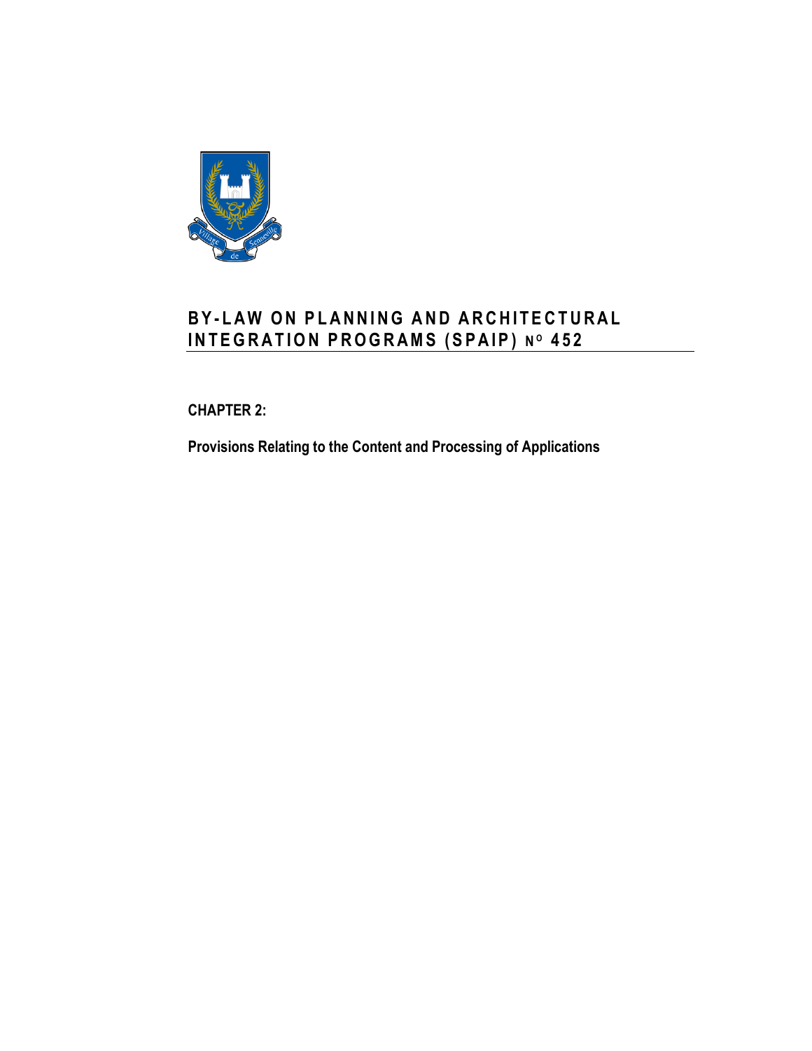# BY-LAW ON PLANNING AND ARCHITECTURAL INTEGRATION PROGRAMS (SPAIP) N^O 452

**CHAPTER 2:**

**Provisions Relating to the Content and Processing of Applications**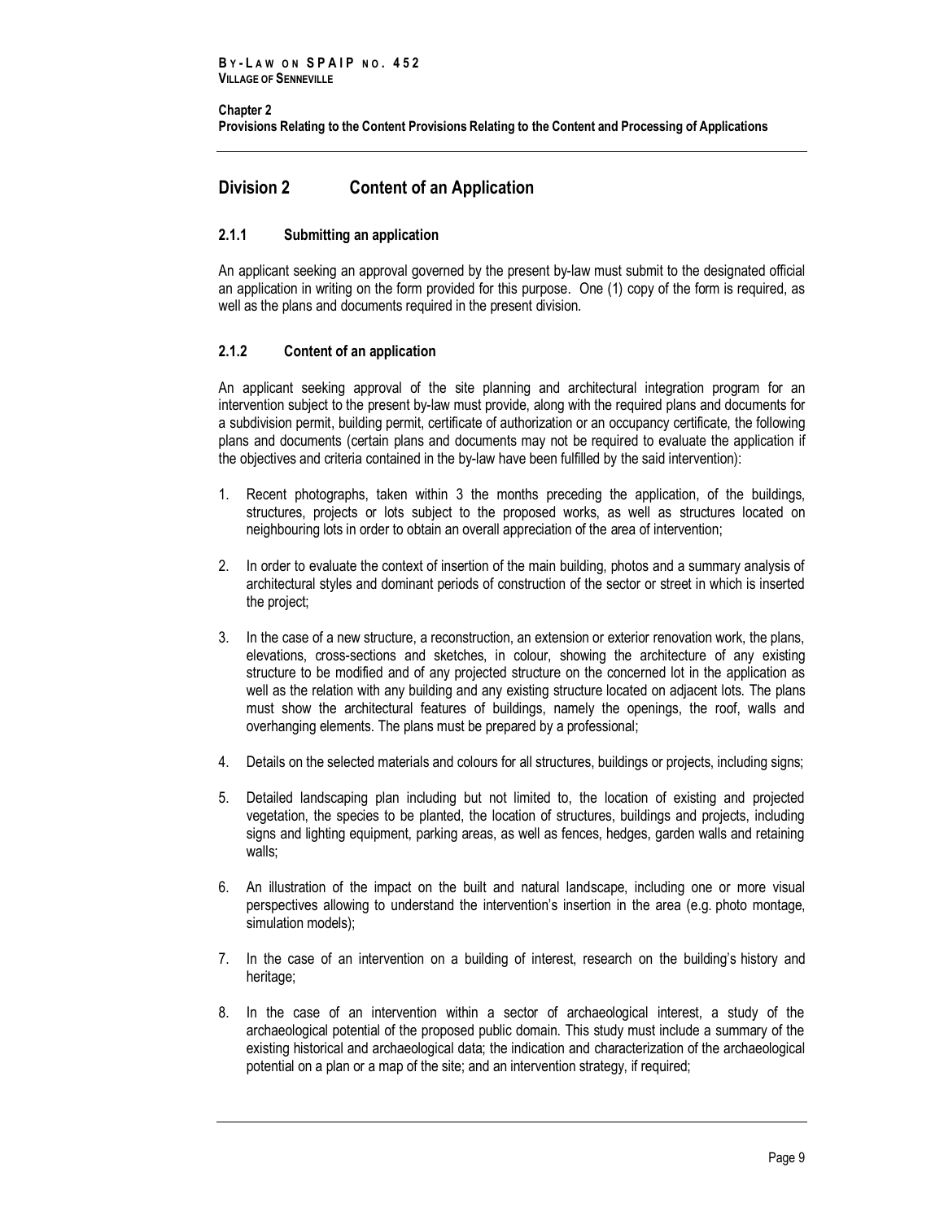## Division 2 Content of an Application

### 2.1.1 Submitting an application

An applicant seeking an approval governed by the present by-law must submit to the designated official an application in writing on the form provided for this purpose. One (1) copy of the form is required, as well as the plans and documents required in the present division.

### 2.1.2 Content of an application

An applicant seeking approval of the site planning and architectural integration program for an intervention subject to the present by-law must provide, along with the required plans and documents for a subdivision permit, building permit, certificate of authorization or an occupancy certificate, the following plans and documents (certain plans and documents may not be required to evaluate the application if the objectives and criteria contained in the by-law have been fulfilled by the said intervention):

1. Recent photographs, taken within 3 the months preceding the application, of the buildings, structures, projects or lots subject to the proposed works, as well as structures located on neighbouring lots in order to obtain an overall appreciation of the area of intervention;
2. In order to evaluate the context of insertion of the main building, photos and a summary analysis of architectural styles and dominant periods of construction of the sector or street in which is inserted the project;
3. In the case of a new structure, a reconstruction, an extension or exterior renovation work, the plans, elevations, cross-sections and sketches, in colour, showing the architecture of any existing structure to be modified and of any projected structure on the concerned lot in the application as well as the relation with any building and any existing structure located on adjacent lots. The plans must show the architectural features of buildings, namely the openings, the roof, walls and overhanging elements. The plans must be prepared by a professional;
4. Details on the selected materials and colours for all structures, buildings or projects, including signs;
5. Detailed landscaping plan including but not limited to, the location of existing and projected vegetation, the species to be planted, the location of structures, buildings and projects, including signs and lighting equipment, parking areas, as well as fences, hedges, garden walls and retaining walls;
6. An illustration of the impact on the built and natural landscape, including one or more visual perspectives allowing to understand the intervention's insertion in the area (e.g. photo montage, simulation models);
7. In the case of an intervention on a building of interest, research on the building's history and heritage;
8. In the case of an intervention within a sector of archaeological interest, a study of the archaeological potential of the proposed public domain. This study must include a summary of the existing historical and archaeological data; the indication and characterization of the archaeological potential on a plan or a map of the site; and an intervention strategy, if required;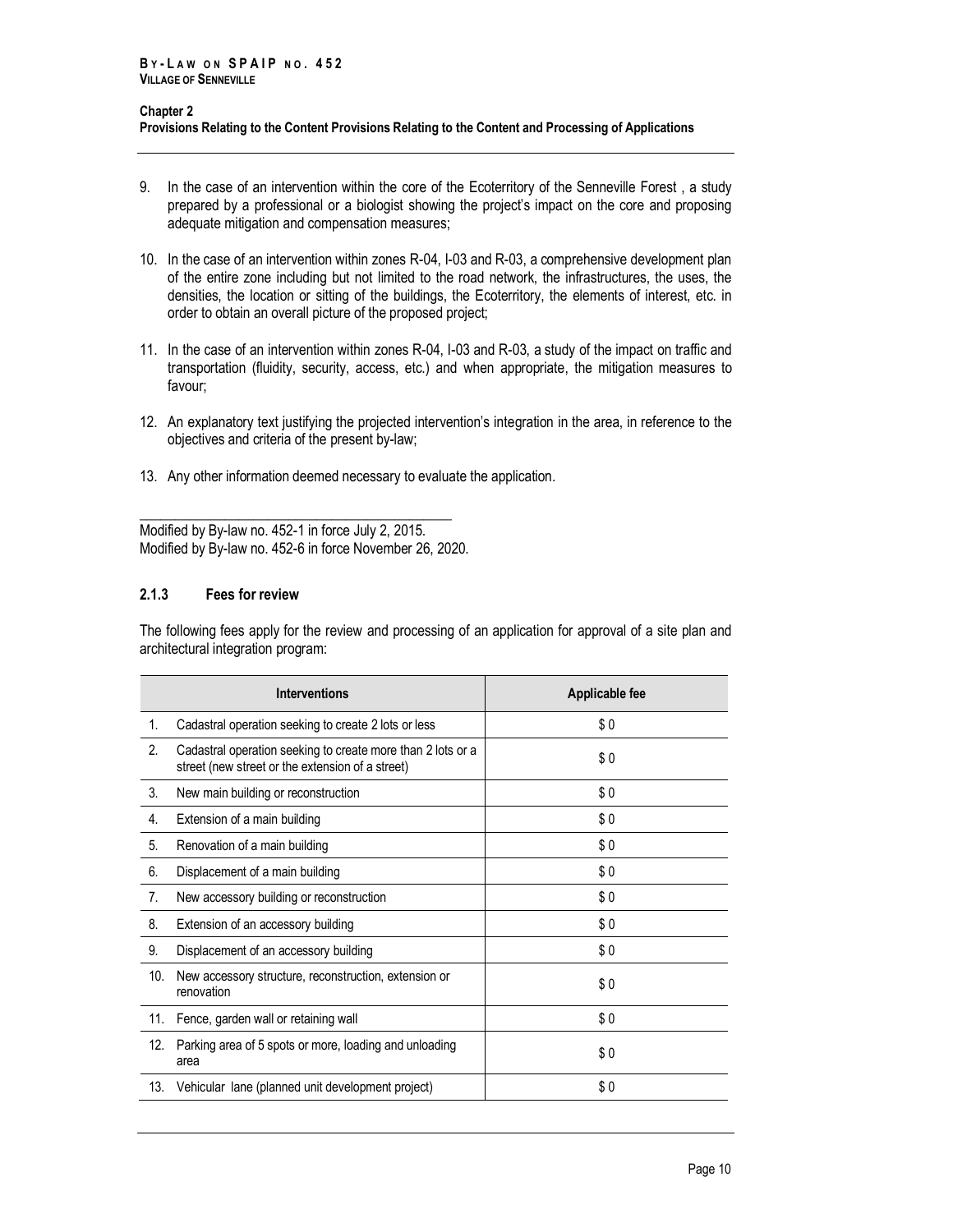9. In the case of an intervention within the core of the Ecoterritory of the Senneville Forest , a study prepared by a professional or a biologist showing the project's impact on the core and proposing adequate mitigation and compensation measures;

10. In the case of an intervention within zones R-04, I-03 and R-03, a comprehensive development plan of the entire zone including but not limited to the road network, the infrastructures, the uses, the densities, the location or sitting of the buildings, the Ecoterritory, the elements of interest, etc. in order to obtain an overall picture of the proposed project;

11. In the case of an intervention within zones R-04, I-03 and R-03, a study of the impact on traffic and transportation (fluidity, security, access, etc.) and when appropriate, the mitigation measures to favour;

12. An explanatory text justifying the projected intervention's integration in the area, in reference to the objectives and criteria of the present by-law;

13. Any other information deemed necessary to evaluate the application.

Modified by By-law no. 452-1 in force July 2, 2015.
Modified by By-law no. 452-6 in force November 26, 2020.

### 2.1.3 Fees for review

The following fees apply for the review and processing of an application for approval of a site plan and architectural integration program:

| | Interventions | Applicable fee |
|---|---|---|
| 1. | Cadastral operation seeking to create 2 lots or less | $ 0 |
| 2. | Cadastral operation seeking to create more than 2 lots or a street (new street or the extension of a street) | $ 0 |
| 3. | New main building or reconstruction | $ 0 |
| 4. | Extension of a main building | $ 0 |
| 5. | Renovation of a main building | $ 0 |
| 6. | Displacement of a main building | $ 0 |
| 7. | New accessory building or reconstruction | $ 0 |
| 8. | Extension of an accessory building | $ 0 |
| 9. | Displacement of an accessory building | $ 0 |
| 10. | New accessory structure, reconstruction, extension or renovation | $ 0 |
| 11. | Fence, garden wall or retaining wall | $ 0 |
| 12. | Parking area of 5 spots or more, loading and unloading area | $ 0 |
| 13. | Vehicular lane (planned unit development project) | $ 0 |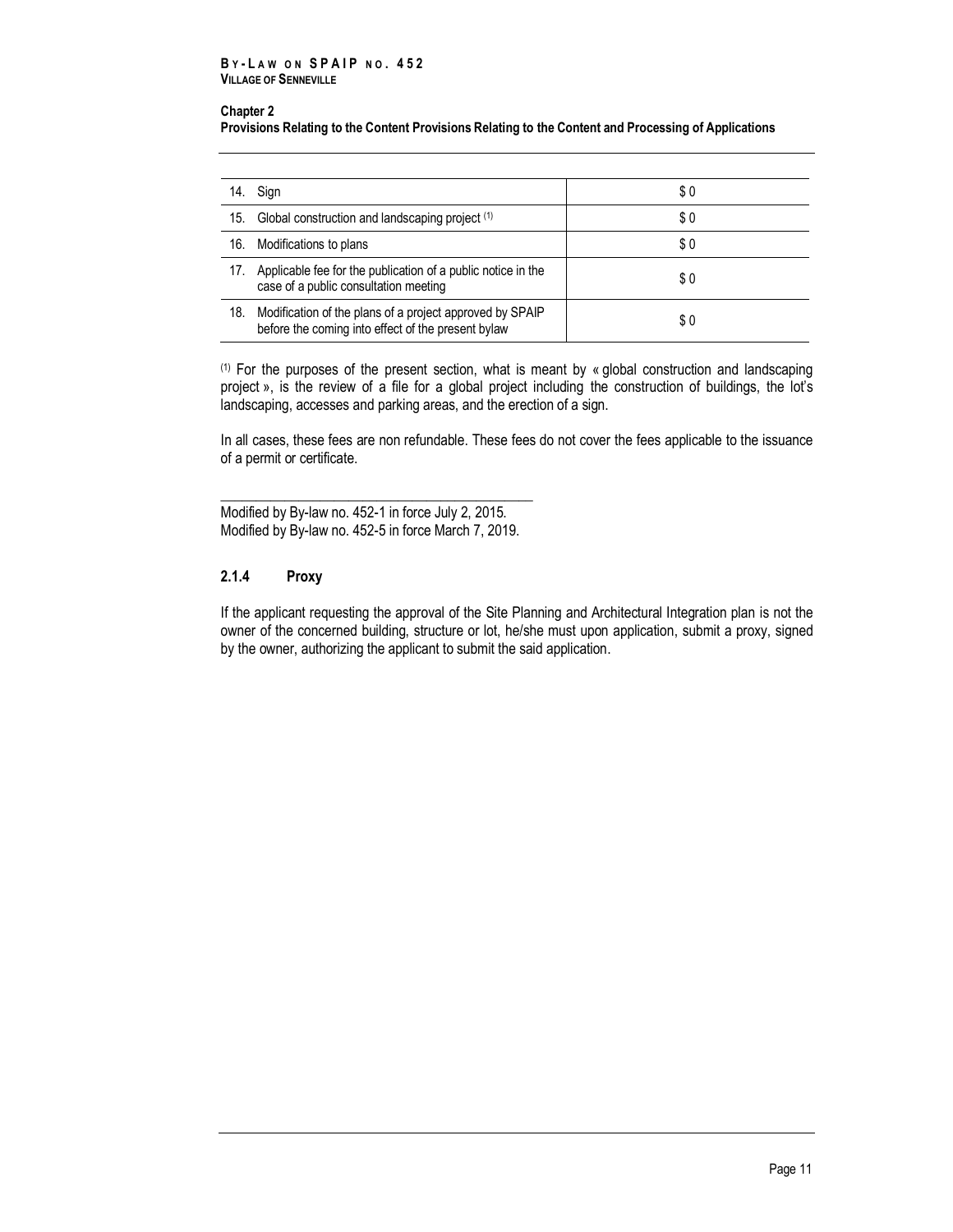| | |
|---|---|
| 14. Sign | $ 0 |
| 15. Global construction and landscaping project [1] | $ 0 |
| 16. Modifications to plans | $ 0 |
| 17. Applicable fee for the publication of a public notice in the case of a public consultation meeting | $ 0 |
| 18. Modification of the plans of a project approved by SPAIP before the coming into effect of the present bylaw | $ 0 |

[1] For the purposes of the present section, what is meant by « global construction and landscaping project », is the review of a file for a global project including the construction of buildings, the lot's landscaping, accesses and parking areas, and the erection of a sign.

In all cases, these fees are non refundable. These fees do not cover the fees applicable to the issuance of a permit or certificate.

Modified by By-law no. 452-1 in force July 2, 2015.
Modified by By-law no. 452-5 in force March 7, 2019.

### 2.1.4 Proxy

If the applicant requesting the approval of the Site Planning and Architectural Integration plan is not the owner of the concerned building, structure or lot, he/she must upon application, submit a proxy, signed by the owner, authorizing the applicant to submit the said application.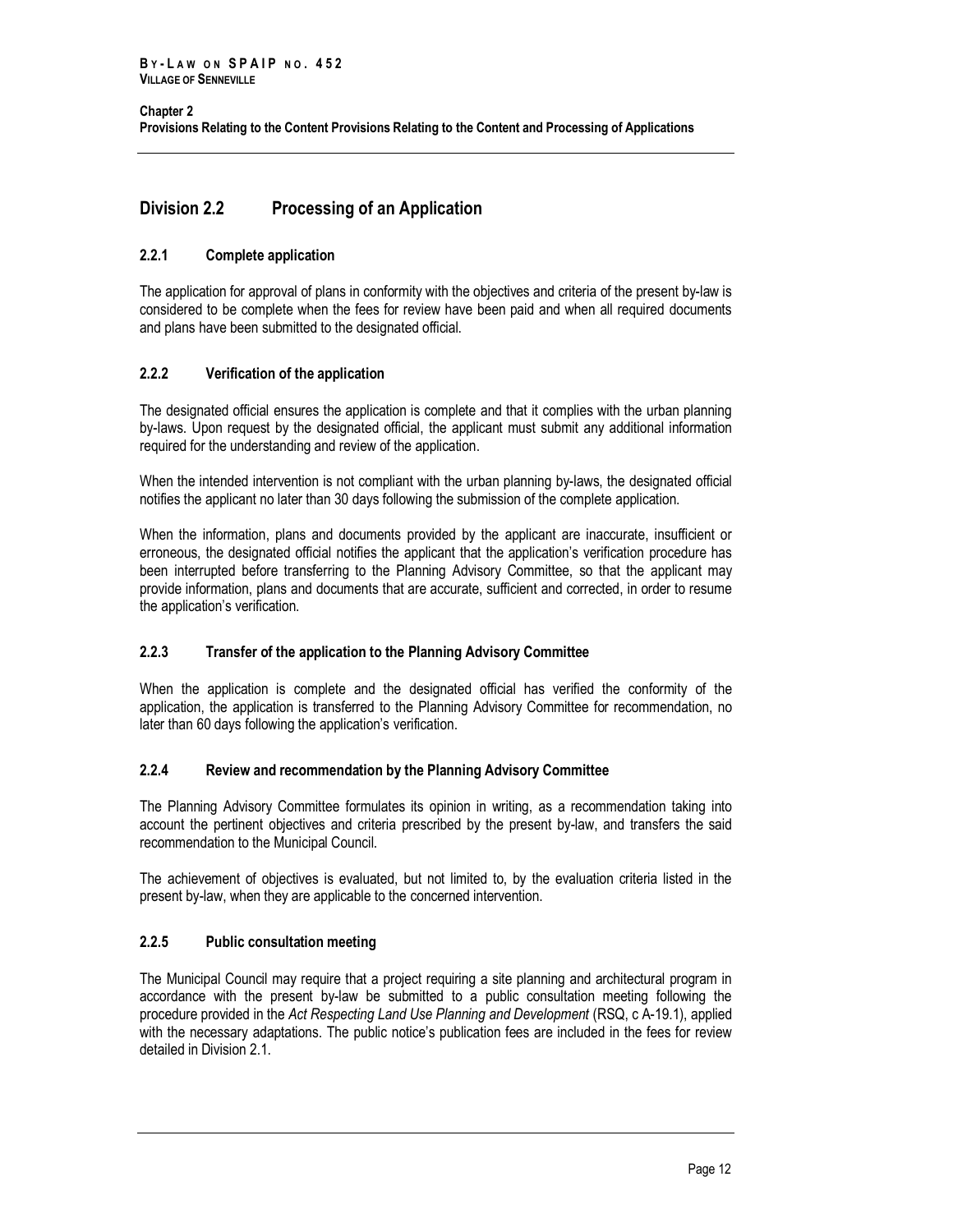## Division 2.2 Processing of an Application

### 2.2.1 Complete application

The application for approval of plans in conformity with the objectives and criteria of the present by-law is considered to be complete when the fees for review have been paid and when all required documents and plans have been submitted to the designated official.

### 2.2.2 Verification of the application

The designated official ensures the application is complete and that it complies with the urban planning by-laws. Upon request by the designated official, the applicant must submit any additional information required for the understanding and review of the application.

When the intended intervention is not compliant with the urban planning by-laws, the designated official notifies the applicant no later than 30 days following the submission of the complete application.

When the information, plans and documents provided by the applicant are inaccurate, insufficient or erroneous, the designated official notifies the applicant that the application's verification procedure has been interrupted before transferring to the Planning Advisory Committee, so that the applicant may provide information, plans and documents that are accurate, sufficient and corrected, in order to resume the application's verification.

### 2.2.3 Transfer of the application to the Planning Advisory Committee

When the application is complete and the designated official has verified the conformity of the application, the application is transferred to the Planning Advisory Committee for recommendation, no later than 60 days following the application's verification.

### 2.2.4 Review and recommendation by the Planning Advisory Committee

The Planning Advisory Committee formulates its opinion in writing, as a recommendation taking into account the pertinent objectives and criteria prescribed by the present by-law, and transfers the said recommendation to the Municipal Council.

The achievement of objectives is evaluated, but not limited to, by the evaluation criteria listed in the present by-law, when they are applicable to the concerned intervention.

### 2.2.5 Public consultation meeting

The Municipal Council may require that a project requiring a site planning and architectural program in accordance with the present by-law be submitted to a public consultation meeting following the procedure provided in the *Act Respecting Land Use Planning and Development* (RSQ, c A-19.1), applied with the necessary adaptations. The public notice's publication fees are included in the fees for review detailed in Division 2.1.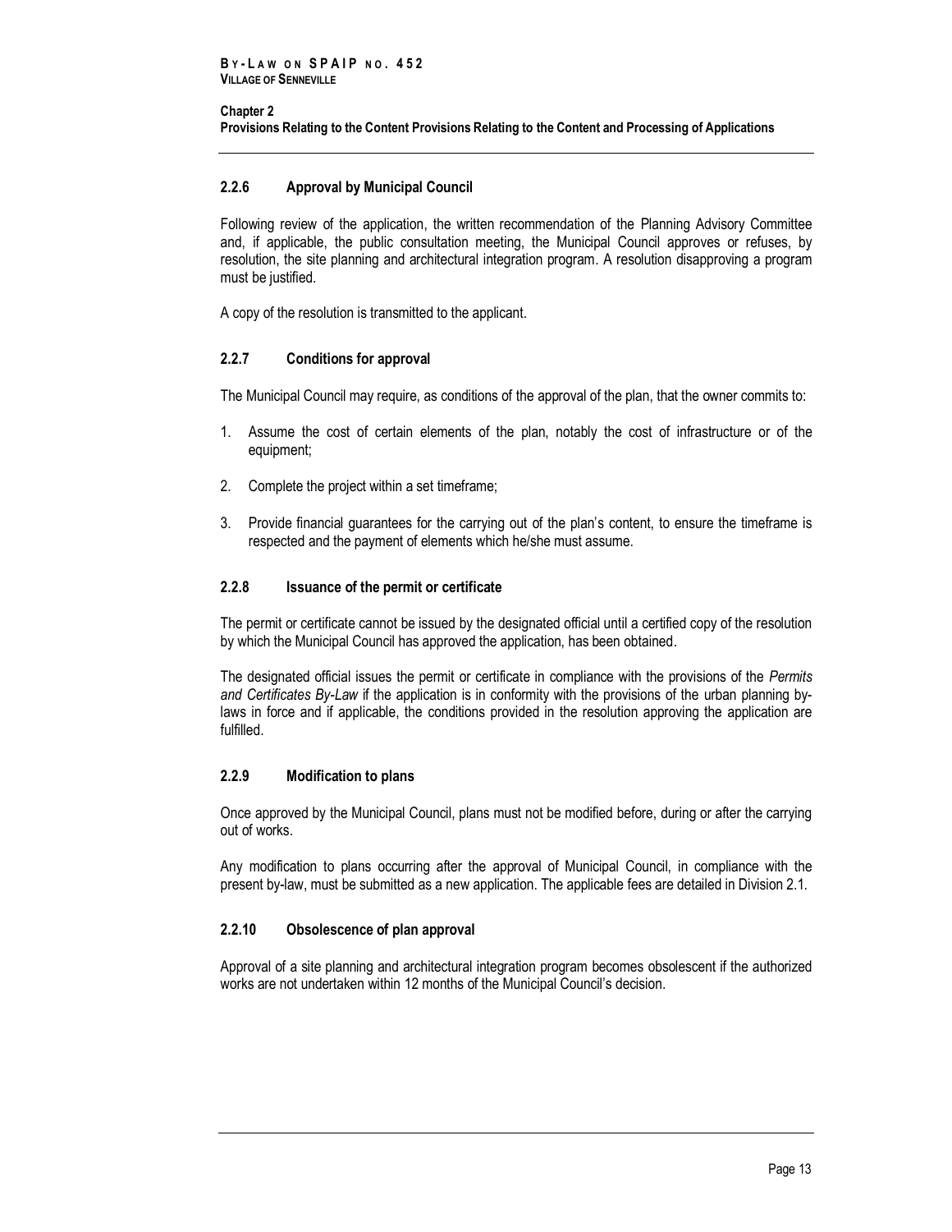### 2.2.6 Approval by Municipal Council

Following review of the application, the written recommendation of the Planning Advisory Committee and, if applicable, the public consultation meeting, the Municipal Council approves or refuses, by resolution, the site planning and architectural integration program. A resolution disapproving a program must be justified.

A copy of the resolution is transmitted to the applicant.

### 2.2.7 Conditions for approval

The Municipal Council may require, as conditions of the approval of the plan, that the owner commits to:

1. Assume the cost of certain elements of the plan, notably the cost of infrastructure or of the equipment;

2. Complete the project within a set timeframe;

3. Provide financial guarantees for the carrying out of the plan's content, to ensure the timeframe is respected and the payment of elements which he/she must assume.

### 2.2.8 Issuance of the permit or certificate

The permit or certificate cannot be issued by the designated official until a certified copy of the resolution by which the Municipal Council has approved the application, has been obtained.

The designated official issues the permit or certificate in compliance with the provisions of the *Permits and Certificates By-Law* if the application is in conformity with the provisions of the urban planning by-laws in force and if applicable, the conditions provided in the resolution approving the application are fulfilled.

### 2.2.9 Modification to plans

Once approved by the Municipal Council, plans must not be modified before, during or after the carrying out of works.

Any modification to plans occurring after the approval of Municipal Council, in compliance with the present by-law, must be submitted as a new application. The applicable fees are detailed in Division 2.1.

### 2.2.10 Obsolescence of plan approval

Approval of a site planning and architectural integration program becomes obsolescent if the authorized works are not undertaken within 12 months of the Municipal Council's decision.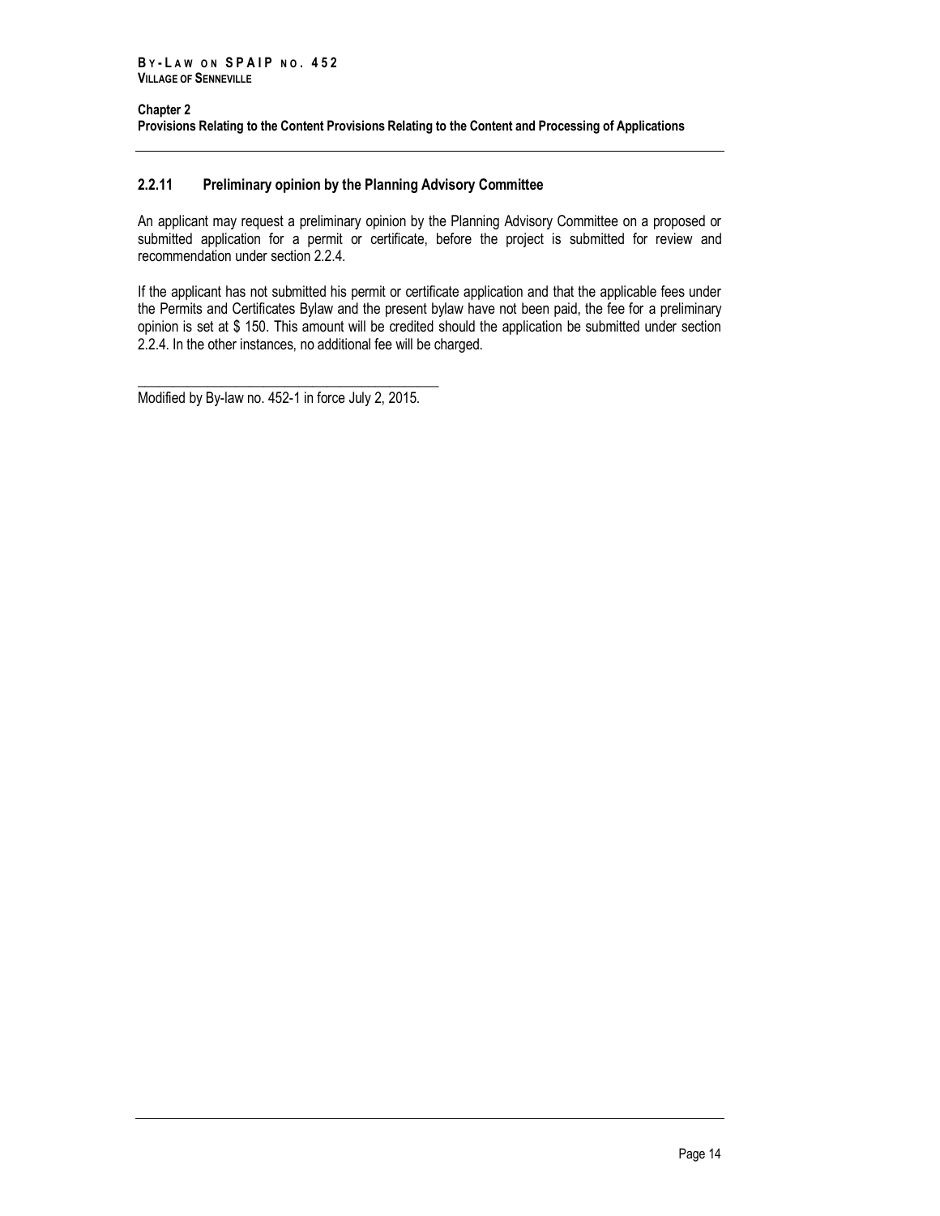### 2.2.11 Preliminary opinion by the Planning Advisory Committee

An applicant may request a preliminary opinion by the Planning Advisory Committee on a proposed or submitted application for a permit or certificate, before the project is submitted for review and recommendation under section 2.2.4.

If the applicant has not submitted his permit or certificate application and that the applicable fees under the Permits and Certificates Bylaw and the present bylaw have not been paid, the fee for a preliminary opinion is set at $ 150. This amount will be credited should the application be submitted under section 2.2.4. In the other instances, no additional fee will be charged.

---

Modified by By-law no. 452-1 in force July 2, 2015.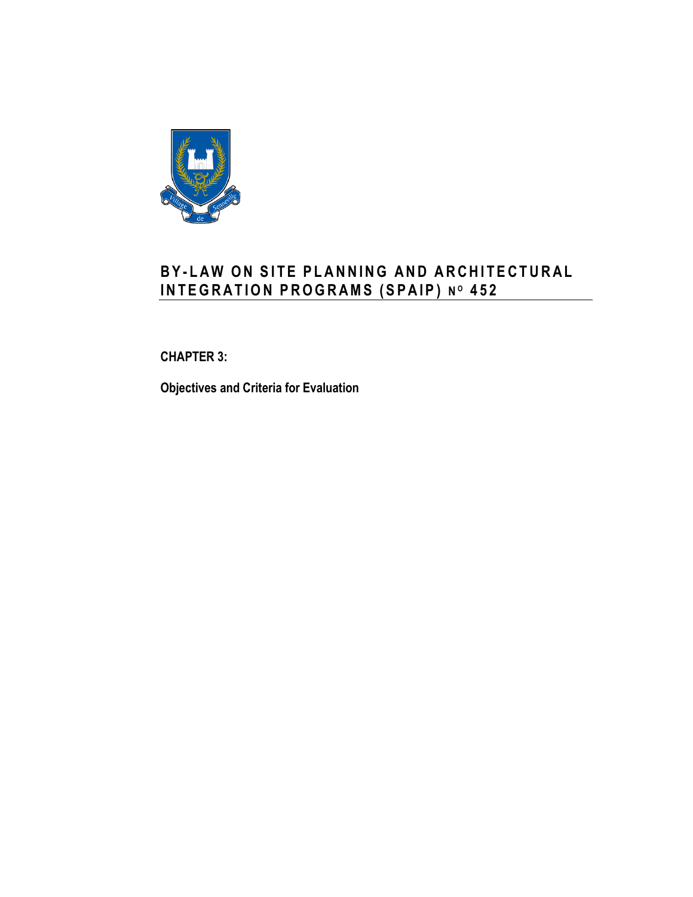# BY-LAW ON SITE PLANNING AND ARCHITECTURAL INTEGRATION PROGRAMS (SPAIP) N[o] 452

**CHAPTER 3:**

**Objectives and Criteria for Evaluation**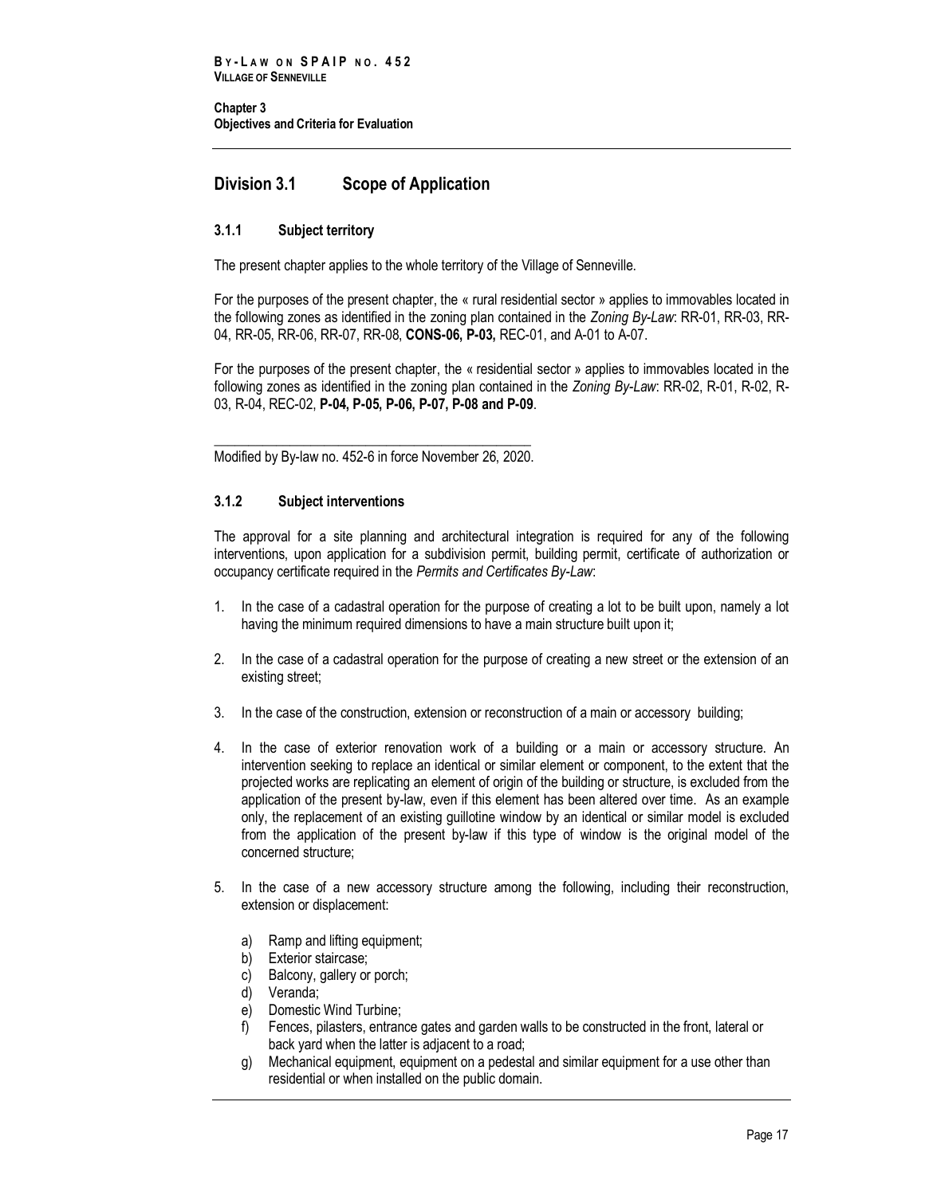## Division 3.1 Scope of Application

### 3.1.1 Subject territory

The present chapter applies to the whole territory of the Village of Senneville.

For the purposes of the present chapter, the « rural residential sector » applies to immovables located in the following zones as identified in the zoning plan contained in the *Zoning By-Law*: RR-01, RR-03, RR-04, RR-05, RR-06, RR-07, RR-08, **CONS-06, P-03,** REC-01, and A-01 to A-07.

For the purposes of the present chapter, the « residential sector » applies to immovables located in the following zones as identified in the zoning plan contained in the *Zoning By-Law*: RR-02, R-01, R-02, R-03, R-04, REC-02, **P-04, P-05, P-06, P-07, P-08 and P-09**.

Modified by By-law no. 452-6 in force November 26, 2020.

### 3.1.2 Subject interventions

The approval for a site planning and architectural integration is required for any of the following interventions, upon application for a subdivision permit, building permit, certificate of authorization or occupancy certificate required in the *Permits and Certificates By-Law*:

1. In the case of a cadastral operation for the purpose of creating a lot to be built upon, namely a lot having the minimum required dimensions to have a main structure built upon it;

2. In the case of a cadastral operation for the purpose of creating a new street or the extension of an existing street;

3. In the case of the construction, extension or reconstruction of a main or accessory building;

4. In the case of exterior renovation work of a building or a main or accessory structure. An intervention seeking to replace an identical or similar element or component, to the extent that the projected works are replicating an element of origin of the building or structure, is excluded from the application of the present by-law, even if this element has been altered over time. As an example only, the replacement of an existing guillotine window by an identical or similar model is excluded from the application of the present by-law if this type of window is the original model of the concerned structure;

5. In the case of a new accessory structure among the following, including their reconstruction, extension or displacement:

    a) Ramp and lifting equipment;
    b) Exterior staircase;
    c) Balcony, gallery or porch;
    d) Veranda;
    e) Domestic Wind Turbine;
    f) Fences, pilasters, entrance gates and garden walls to be constructed in the front, lateral or back yard when the latter is adjacent to a road;
    g) Mechanical equipment, equipment on a pedestal and similar equipment for a use other than residential or when installed on the public domain.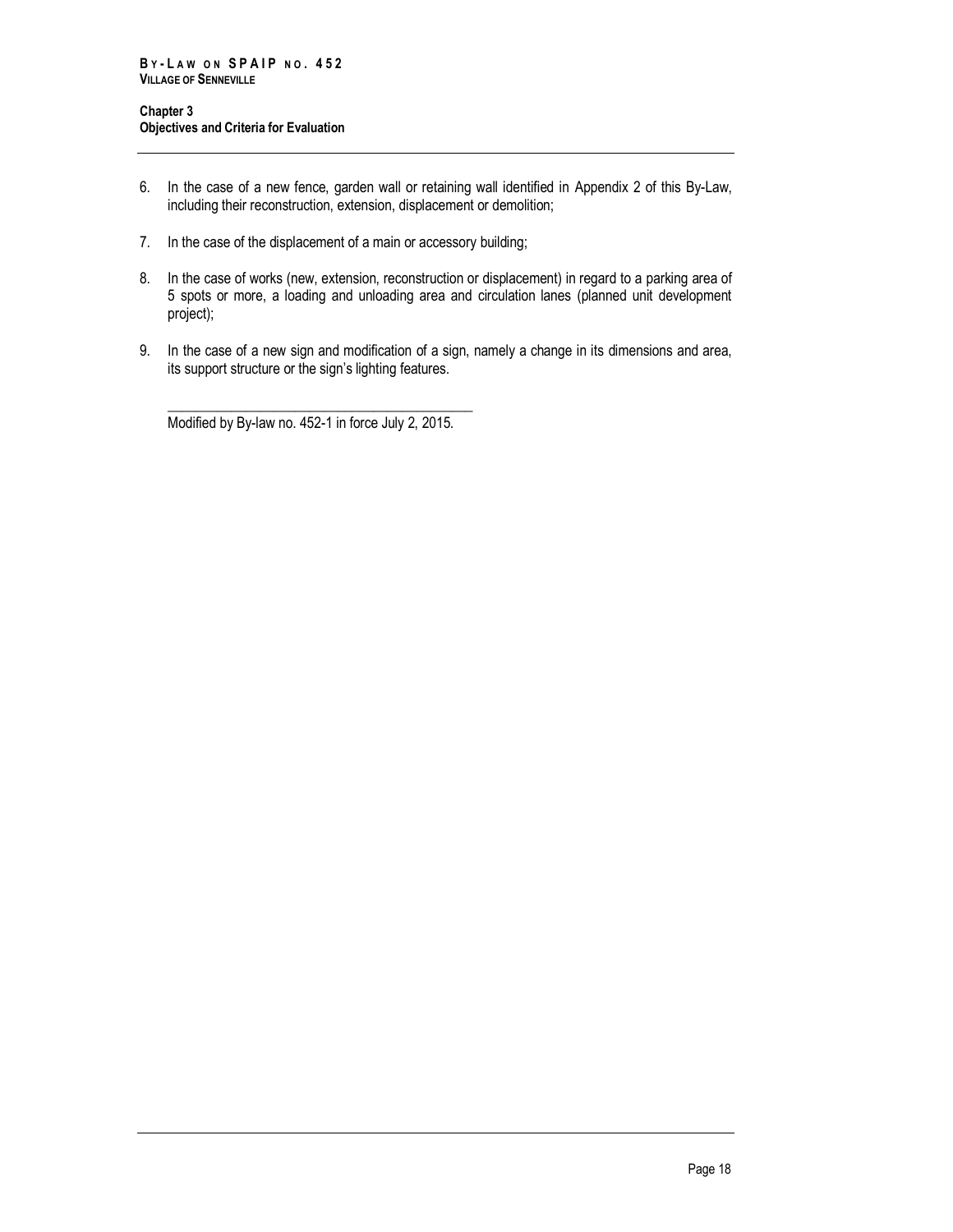6. In the case of a new fence, garden wall or retaining wall identified in Appendix 2 of this By-Law, including their reconstruction, extension, displacement or demolition;

7. In the case of the displacement of a main or accessory building;

8. In the case of works (new, extension, reconstruction or displacement) in regard to a parking area of 5 spots or more, a loading and unloading area and circulation lanes (planned unit development project);

9. In the case of a new sign and modification of a sign, namely a change in its dimensions and area, its support structure or the sign's lighting features.

_____________________________________________

Modified by By-law no. 452-1 in force July 2, 2015.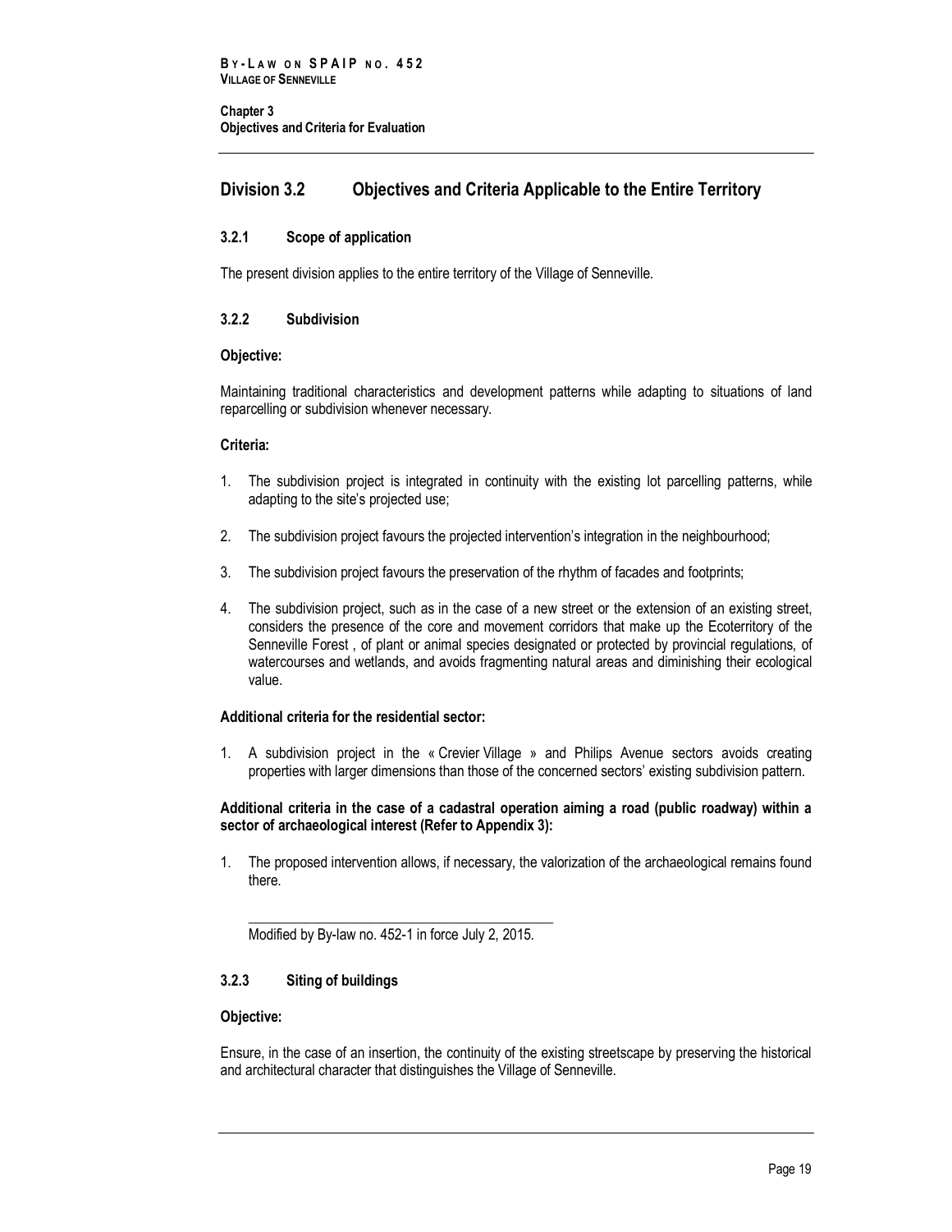## Division 3.2 Objectives and Criteria Applicable to the Entire Territory

### 3.2.1 Scope of application

The present division applies to the entire territory of the Village of Senneville.

### 3.2.2 Subdivision

**Objective:**

Maintaining traditional characteristics and development patterns while adapting to situations of land reparcelling or subdivision whenever necessary.

**Criteria:**

1. The subdivision project is integrated in continuity with the existing lot parcelling patterns, while adapting to the site's projected use;
2. The subdivision project favours the projected intervention's integration in the neighbourhood;
3. The subdivision project favours the preservation of the rhythm of facades and footprints;
4. The subdivision project, such as in the case of a new street or the extension of an existing street, considers the presence of the core and movement corridors that make up the Ecoterritory of the Senneville Forest , of plant or animal species designated or protected by provincial regulations, of watercourses and wetlands, and avoids fragmenting natural areas and diminishing their ecological value.

**Additional criteria for the residential sector:**

1. A subdivision project in the « Crevier Village » and Philips Avenue sectors avoids creating properties with larger dimensions than those of the concerned sectors' existing subdivision pattern.

**Additional criteria in the case of a cadastral operation aiming a road (public roadway) within a sector of archaeological interest (Refer to Appendix 3):**

1. The proposed intervention allows, if necessary, the valorization of the archaeological remains found there.

---

Modified by By-law no. 452-1 in force July 2, 2015.

### 3.2.3 Siting of buildings

**Objective:**

Ensure, in the case of an insertion, the continuity of the existing streetscape by preserving the historical and architectural character that distinguishes the Village of Senneville.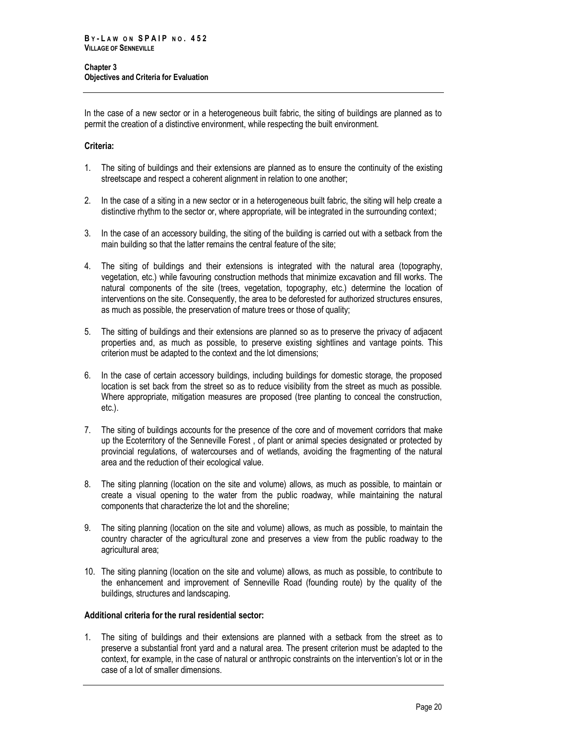In the case of a new sector or in a heterogeneous built fabric, the siting of buildings are planned as to permit the creation of a distinctive environment, while respecting the built environment.

**Criteria:**

1. The siting of buildings and their extensions are planned as to ensure the continuity of the existing streetscape and respect a coherent alignment in relation to one another;
2. In the case of a siting in a new sector or in a heterogeneous built fabric, the siting will help create a distinctive rhythm to the sector or, where appropriate, will be integrated in the surrounding context;
3. In the case of an accessory building, the siting of the building is carried out with a setback from the main building so that the latter remains the central feature of the site;
4. The siting of buildings and their extensions is integrated with the natural area (topography, vegetation, etc.) while favouring construction methods that minimize excavation and fill works. The natural components of the site (trees, vegetation, topography, etc.) determine the location of interventions on the site. Consequently, the area to be deforested for authorized structures ensures, as much as possible, the preservation of mature trees or those of quality;
5. The sitting of buildings and their extensions are planned so as to preserve the privacy of adjacent properties and, as much as possible, to preserve existing sightlines and vantage points. This criterion must be adapted to the context and the lot dimensions;
6. In the case of certain accessory buildings, including buildings for domestic storage, the proposed location is set back from the street so as to reduce visibility from the street as much as possible. Where appropriate, mitigation measures are proposed (tree planting to conceal the construction, etc.).
7. The siting of buildings accounts for the presence of the core and of movement corridors that make up the Ecoterritory of the Senneville Forest , of plant or animal species designated or protected by provincial regulations, of watercourses and of wetlands, avoiding the fragmenting of the natural area and the reduction of their ecological value.
8. The siting planning (location on the site and volume) allows, as much as possible, to maintain or create a visual opening to the water from the public roadway, while maintaining the natural components that characterize the lot and the shoreline;
9. The siting planning (location on the site and volume) allows, as much as possible, to maintain the country character of the agricultural zone and preserves a view from the public roadway to the agricultural area;
10. The siting planning (location on the site and volume) allows, as much as possible, to contribute to the enhancement and improvement of Senneville Road (founding route) by the quality of the buildings, structures and landscaping.

**Additional criteria for the rural residential sector:**

1. The siting of buildings and their extensions are planned with a setback from the street as to preserve a substantial front yard and a natural area. The present criterion must be adapted to the context, for example, in the case of natural or anthropic constraints on the intervention's lot or in the case of a lot of smaller dimensions.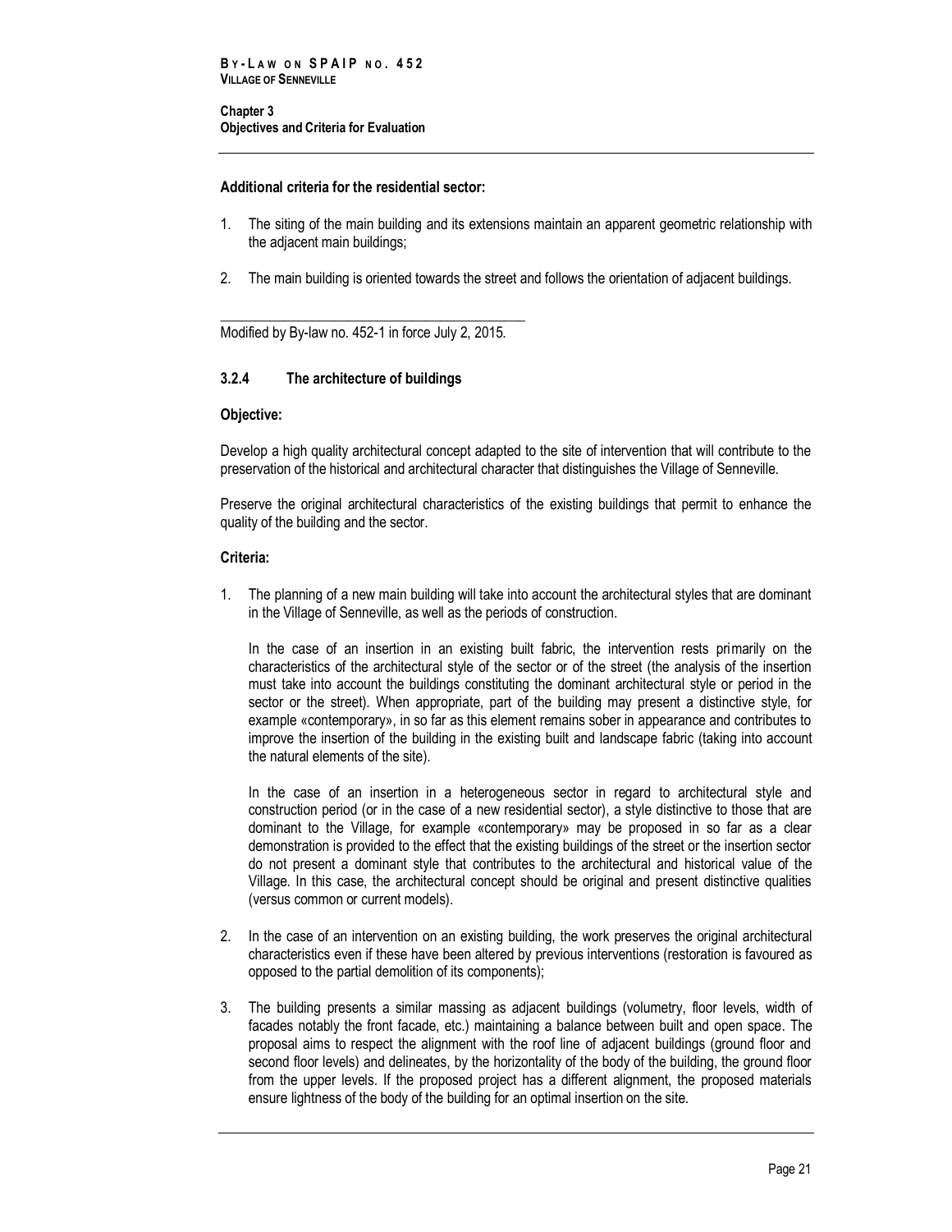**Additional criteria for the residential sector:**

1. The siting of the main building and its extensions maintain an apparent geometric relationship with the adjacent main buildings;
2. The main building is oriented towards the street and follows the orientation of adjacent buildings.

_____________________________________________

Modified by By-law no. 452-1 in force July 2, 2015.

### 3.2.4 The architecture of buildings

**Objective:**

Develop a high quality architectural concept adapted to the site of intervention that will contribute to the preservation of the historical and architectural character that distinguishes the Village of Senneville.

Preserve the original architectural characteristics of the existing buildings that permit to enhance the quality of the building and the sector.

**Criteria:**

1. The planning of a new main building will take into account the architectural styles that are dominant in the Village of Senneville, as well as the periods of construction.

   In the case of an insertion in an existing built fabric, the intervention rests primarily on the characteristics of the architectural style of the sector or of the street (the analysis of the insertion must take into account the buildings constituting the dominant architectural style or period in the sector or the street). When appropriate, part of the building may present a distinctive style, for example «contemporary», in so far as this element remains sober in appearance and contributes to improve the insertion of the building in the existing built and landscape fabric (taking into account the natural elements of the site).

   In the case of an insertion in a heterogeneous sector in regard to architectural style and construction period (or in the case of a new residential sector), a style distinctive to those that are dominant to the Village, for example «contemporary» may be proposed in so far as a clear demonstration is provided to the effect that the existing buildings of the street or the insertion sector do not present a dominant style that contributes to the architectural and historical value of the Village. In this case, the architectural concept should be original and present distinctive qualities (versus common or current models).

2. In the case of an intervention on an existing building, the work preserves the original architectural characteristics even if these have been altered by previous interventions (restoration is favoured as opposed to the partial demolition of its components);

3. The building presents a similar massing as adjacent buildings (volumetry, floor levels, width of facades notably the front facade, etc.) maintaining a balance between built and open space. The proposal aims to respect the alignment with the roof line of adjacent buildings (ground floor and second floor levels) and delineates, by the horizontality of the body of the building, the ground floor from the upper levels. If the proposed project has a different alignment, the proposed materials ensure lightness of the body of the building for an optimal insertion on the site.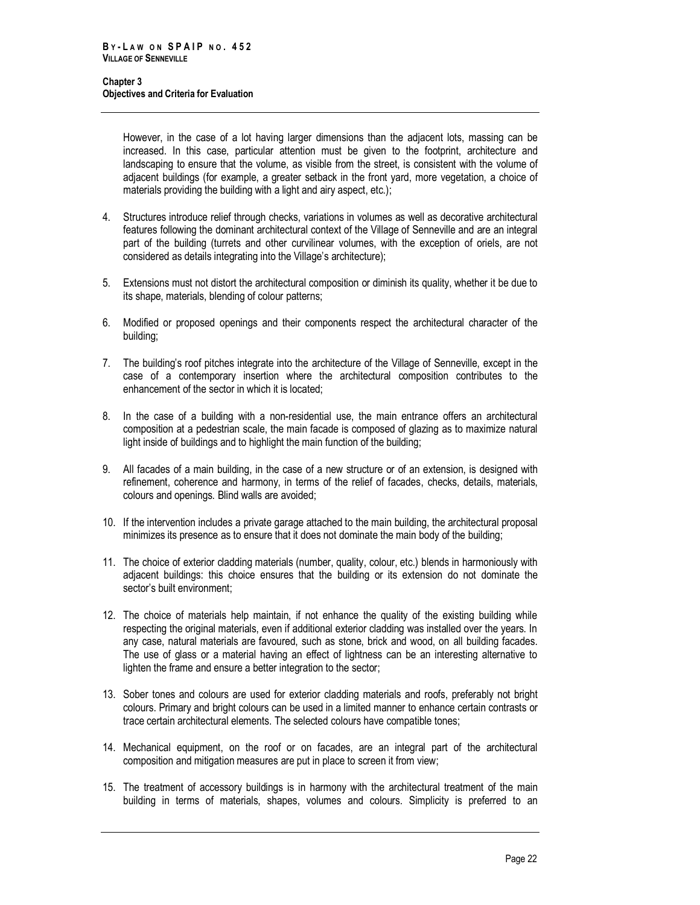However, in the case of a lot having larger dimensions than the adjacent lots, massing can be increased. In this case, particular attention must be given to the footprint, architecture and landscaping to ensure that the volume, as visible from the street, is consistent with the volume of adjacent buildings (for example, a greater setback in the front yard, more vegetation, a choice of materials providing the building with a light and airy aspect, etc.);

4. Structures introduce relief through checks, variations in volumes as well as decorative architectural features following the dominant architectural context of the Village of Senneville and are an integral part of the building (turrets and other curvilinear volumes, with the exception of oriels, are not considered as details integrating into the Village's architecture);

5. Extensions must not distort the architectural composition or diminish its quality, whether it be due to its shape, materials, blending of colour patterns;

6. Modified or proposed openings and their components respect the architectural character of the building;

7. The building's roof pitches integrate into the architecture of the Village of Senneville, except in the case of a contemporary insertion where the architectural composition contributes to the enhancement of the sector in which it is located;

8. In the case of a building with a non-residential use, the main entrance offers an architectural composition at a pedestrian scale, the main facade is composed of glazing as to maximize natural light inside of buildings and to highlight the main function of the building;

9. All facades of a main building, in the case of a new structure or of an extension, is designed with refinement, coherence and harmony, in terms of the relief of facades, checks, details, materials, colours and openings. Blind walls are avoided;

10. If the intervention includes a private garage attached to the main building, the architectural proposal minimizes its presence as to ensure that it does not dominate the main body of the building;

11. The choice of exterior cladding materials (number, quality, colour, etc.) blends in harmoniously with adjacent buildings: this choice ensures that the building or its extension do not dominate the sector's built environment;

12. The choice of materials help maintain, if not enhance the quality of the existing building while respecting the original materials, even if additional exterior cladding was installed over the years. In any case, natural materials are favoured, such as stone, brick and wood, on all building facades. The use of glass or a material having an effect of lightness can be an interesting alternative to lighten the frame and ensure a better integration to the sector;

13. Sober tones and colours are used for exterior cladding materials and roofs, preferably not bright colours. Primary and bright colours can be used in a limited manner to enhance certain contrasts or trace certain architectural elements. The selected colours have compatible tones;

14. Mechanical equipment, on the roof or on facades, are an integral part of the architectural composition and mitigation measures are put in place to screen it from view;

15. The treatment of accessory buildings is in harmony with the architectural treatment of the main building in terms of materials, shapes, volumes and colours. Simplicity is preferred to an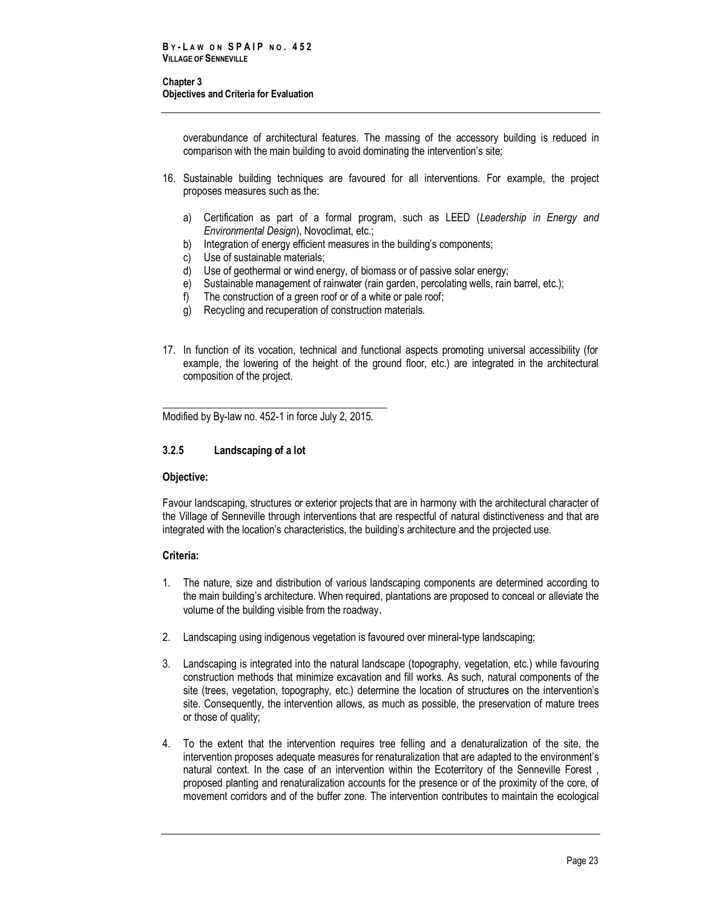overabundance of architectural features. The massing of the accessory building is reduced in comparison with the main building to avoid dominating the intervention's site;

16. Sustainable building techniques are favoured for all interventions. For example, the project proposes measures such as the:

    a) Certification as part of a formal program, such as LEED (*Leadership in Energy and Environmental Design*), Novoclimat, etc.;
    b) Integration of energy efficient measures in the building's components;
    c) Use of sustainable materials;
    d) Use of geothermal or wind energy, of biomass or of passive solar energy;
    e) Sustainable management of rainwater (rain garden, percolating wells, rain barrel, etc.);
    f) The construction of a green roof or of a white or pale roof;
    g) Recycling and recuperation of construction materials.

17. In function of its vocation, technical and functional aspects promoting universal accessibility (for example, the lowering of the height of the ground floor, etc.) are integrated in the architectural composition of the project.

Modified by By-law no. 452-1 in force July 2, 2015.

### 3.2.5 Landscaping of a lot

**Objective:**

Favour landscaping, structures or exterior projects that are in harmony with the architectural character of the Village of Senneville through interventions that are respectful of natural distinctiveness and that are integrated with the location's characteristics, the building's architecture and the projected use.

**Criteria:**

1. The nature, size and distribution of various landscaping components are determined according to the main building's architecture. When required, plantations are proposed to conceal or alleviate the volume of the building visible from the roadway.

2. Landscaping using indigenous vegetation is favoured over mineral-type landscaping;

3. Landscaping is integrated into the natural landscape (topography, vegetation, etc.) while favouring construction methods that minimize excavation and fill works. As such, natural components of the site (trees, vegetation, topography, etc.) determine the location of structures on the intervention's site. Consequently, the intervention allows, as much as possible, the preservation of mature trees or those of quality;

4. To the extent that the intervention requires tree felling and a denaturalization of the site, the intervention proposes adequate measures for renaturalization that are adapted to the environment's natural context. In the case of an intervention within the Ecoterritory of the Senneville Forest , proposed planting and renaturalization accounts for the presence or of the proximity of the core, of movement corridors and of the buffer zone. The intervention contributes to maintain the ecological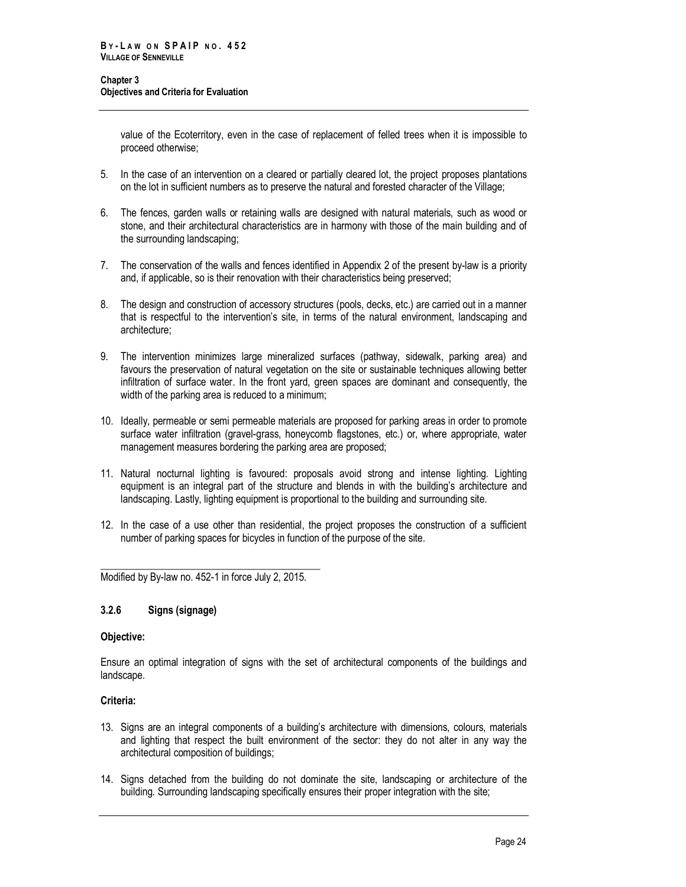value of the Ecoterritory, even in the case of replacement of felled trees when it is impossible to proceed otherwise;

5. In the case of an intervention on a cleared or partially cleared lot, the project proposes plantations on the lot in sufficient numbers as to preserve the natural and forested character of the Village;

6. The fences, garden walls or retaining walls are designed with natural materials, such as wood or stone, and their architectural characteristics are in harmony with those of the main building and of the surrounding landscaping;

7. The conservation of the walls and fences identified in Appendix 2 of the present by-law is a priority and, if applicable, so is their renovation with their characteristics being preserved;

8. The design and construction of accessory structures (pools, decks, etc.) are carried out in a manner that is respectful to the intervention's site, in terms of the natural environment, landscaping and architecture;

9. The intervention minimizes large mineralized surfaces (pathway, sidewalk, parking area) and favours the preservation of natural vegetation on the site or sustainable techniques allowing better infiltration of surface water. In the front yard, green spaces are dominant and consequently, the width of the parking area is reduced to a minimum;

10. Ideally, permeable or semi permeable materials are proposed for parking areas in order to promote surface water infiltration (gravel-grass, honeycomb flagstones, etc.) or, where appropriate, water management measures bordering the parking area are proposed;

11. Natural nocturnal lighting is favoured: proposals avoid strong and intense lighting. Lighting equipment is an integral part of the structure and blends in with the building's architecture and landscaping. Lastly, lighting equipment is proportional to the building and surrounding site.

12. In the case of a use other than residential, the project proposes the construction of a sufficient number of parking spaces for bicycles in function of the purpose of the site.

Modified by By-law no. 452-1 in force July 2, 2015.

### 3.2.6 Signs (signage)

**Objective:**

Ensure an optimal integration of signs with the set of architectural components of the buildings and landscape.

**Criteria:**

13. Signs are an integral components of a building's architecture with dimensions, colours, materials and lighting that respect the built environment of the sector: they do not alter in any way the architectural composition of buildings;

14. Signs detached from the building do not dominate the site, landscaping or architecture of the building. Surrounding landscaping specifically ensures their proper integration with the site;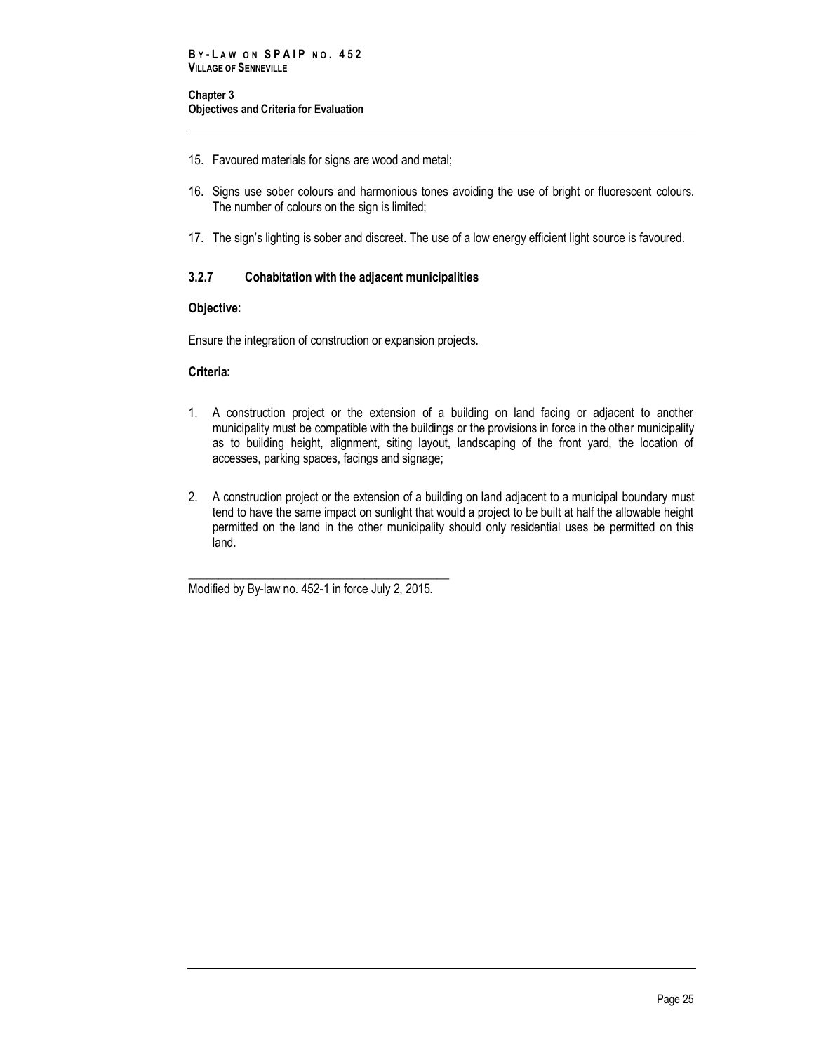15. Favoured materials for signs are wood and metal;

16. Signs use sober colours and harmonious tones avoiding the use of bright or fluorescent colours. The number of colours on the sign is limited;

17. The sign's lighting is sober and discreet. The use of a low energy efficient light source is favoured.

### 3.2.7 Cohabitation with the adjacent municipalities

**Objective:**

Ensure the integration of construction or expansion projects.

**Criteria:**

1. A construction project or the extension of a building on land facing or adjacent to another municipality must be compatible with the buildings or the provisions in force in the other municipality as to building height, alignment, siting layout, landscaping of the front yard, the location of accesses, parking spaces, facings and signage;

2. A construction project or the extension of a building on land adjacent to a municipal boundary must tend to have the same impact on sunlight that would a project to be built at half the allowable height permitted on the land in the other municipality should only residential uses be permitted on this land.

---

Modified by By-law no. 452-1 in force July 2, 2015.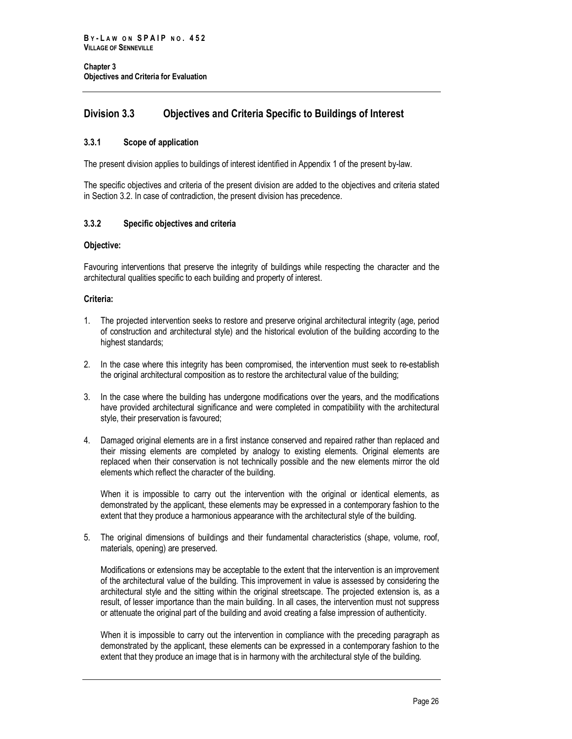## Division 3.3 Objectives and Criteria Specific to Buildings of Interest

### 3.3.1 Scope of application

The present division applies to buildings of interest identified in Appendix 1 of the present by-law.

The specific objectives and criteria of the present division are added to the objectives and criteria stated in Section 3.2. In case of contradiction, the present division has precedence.

### 3.3.2 Specific objectives and criteria

**Objective:**

Favouring interventions that preserve the integrity of buildings while respecting the character and the architectural qualities specific to each building and property of interest.

**Criteria:**

1. The projected intervention seeks to restore and preserve original architectural integrity (age, period of construction and architectural style) and the historical evolution of the building according to the highest standards;

2. In the case where this integrity has been compromised, the intervention must seek to re-establish the original architectural composition as to restore the architectural value of the building;

3. In the case where the building has undergone modifications over the years, and the modifications have provided architectural significance and were completed in compatibility with the architectural style, their preservation is favoured;

4. Damaged original elements are in a first instance conserved and repaired rather than replaced and their missing elements are completed by analogy to existing elements. Original elements are replaced when their conservation is not technically possible and the new elements mirror the old elements which reflect the character of the building.

   When it is impossible to carry out the intervention with the original or identical elements, as demonstrated by the applicant, these elements may be expressed in a contemporary fashion to the extent that they produce a harmonious appearance with the architectural style of the building.

5. The original dimensions of buildings and their fundamental characteristics (shape, volume, roof, materials, opening) are preserved.

   Modifications or extensions may be acceptable to the extent that the intervention is an improvement of the architectural value of the building. This improvement in value is assessed by considering the architectural style and the sitting within the original streetscape. The projected extension is, as a result, of lesser importance than the main building. In all cases, the intervention must not suppress or attenuate the original part of the building and avoid creating a false impression of authenticity.

   When it is impossible to carry out the intervention in compliance with the preceding paragraph as demonstrated by the applicant, these elements can be expressed in a contemporary fashion to the extent that they produce an image that is in harmony with the architectural style of the building.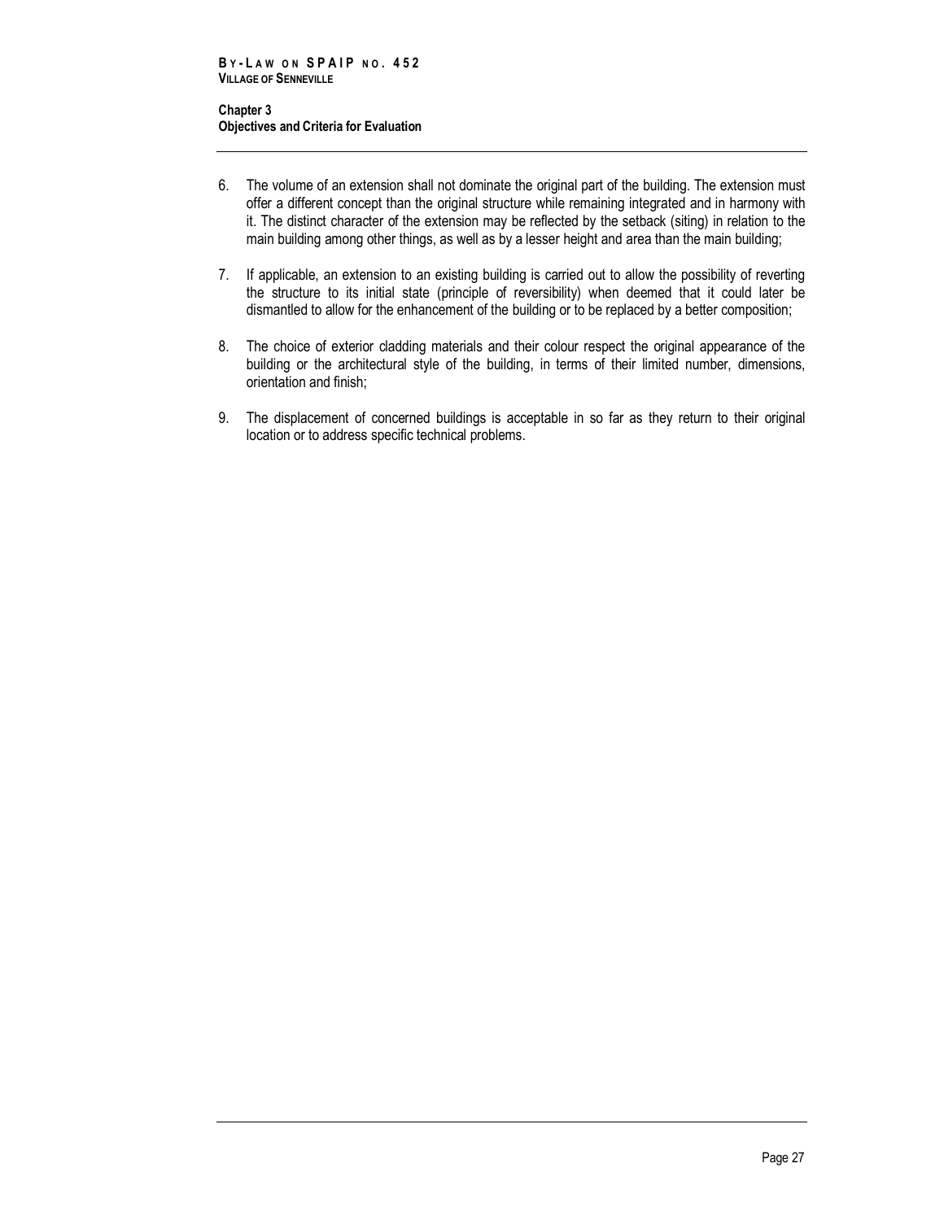6. The volume of an extension shall not dominate the original part of the building. The extension must offer a different concept than the original structure while remaining integrated and in harmony with it. The distinct character of the extension may be reflected by the setback (siting) in relation to the main building among other things, as well as by a lesser height and area than the main building;

7. If applicable, an extension to an existing building is carried out to allow the possibility of reverting the structure to its initial state (principle of reversibility) when deemed that it could later be dismantled to allow for the enhancement of the building or to be replaced by a better composition;

8. The choice of exterior cladding materials and their colour respect the original appearance of the building or the architectural style of the building, in terms of their limited number, dimensions, orientation and finish;

9. The displacement of concerned buildings is acceptable in so far as they return to their original location or to address specific technical problems.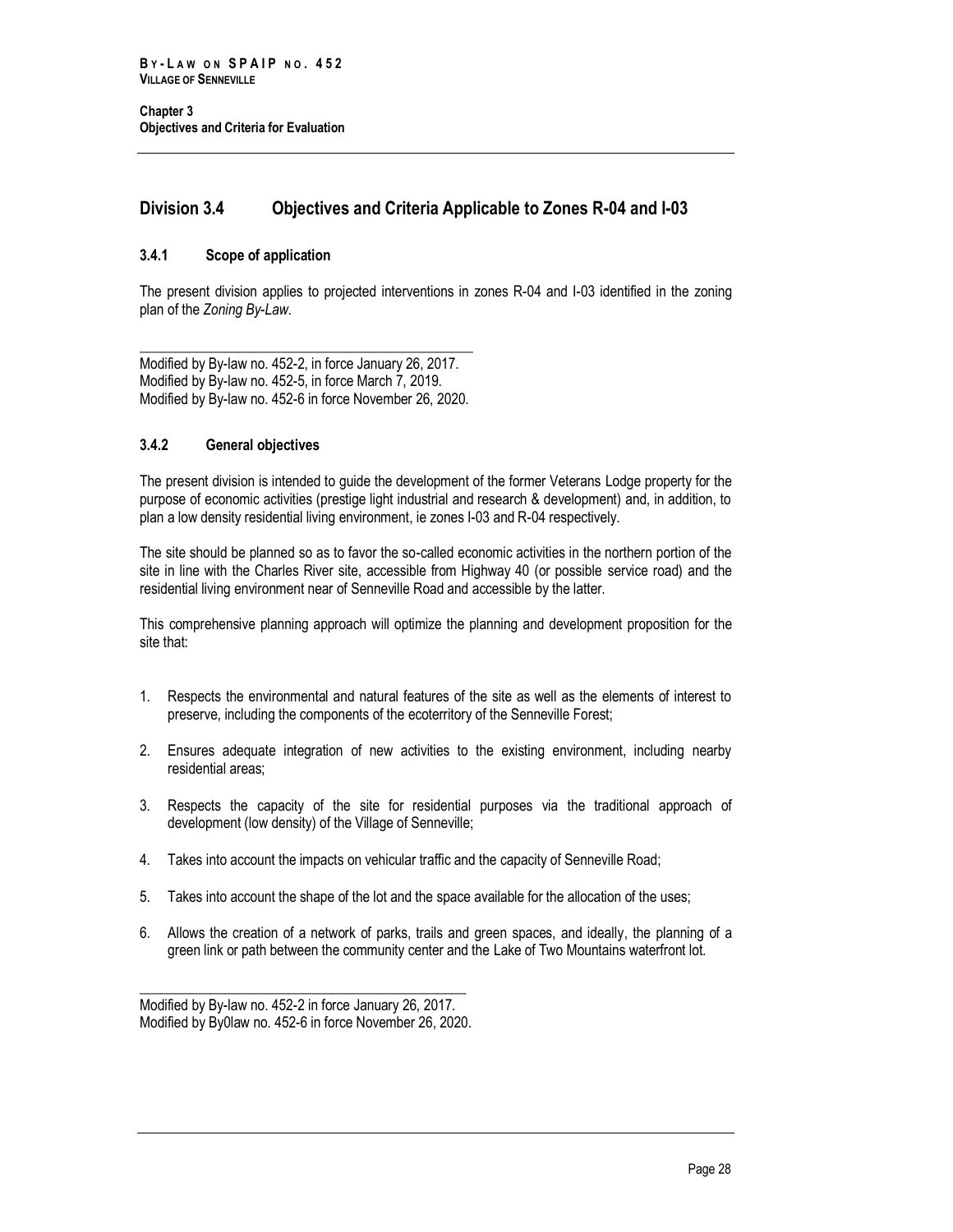## Division 3.4 Objectives and Criteria Applicable to Zones R-04 and I-03

### 3.4.1 Scope of application

The present division applies to projected interventions in zones R-04 and I-03 identified in the zoning plan of the *Zoning By-Law*.

Modified by By-law no. 452-2, in force January 26, 2017.
Modified by By-law no. 452-5, in force March 7, 2019.
Modified by By-law no. 452-6 in force November 26, 2020.

### 3.4.2 General objectives

The present division is intended to guide the development of the former Veterans Lodge property for the purpose of economic activities (prestige light industrial and research & development) and, in addition, to plan a low density residential living environment, ie zones I-03 and R-04 respectively.

The site should be planned so as to favor the so-called economic activities in the northern portion of the site in line with the Charles River site, accessible from Highway 40 (or possible service road) and the residential living environment near of Senneville Road and accessible by the latter.

This comprehensive planning approach will optimize the planning and development proposition for the site that:

1. Respects the environmental and natural features of the site as well as the elements of interest to preserve, including the components of the ecoterritory of the Senneville Forest;
2. Ensures adequate integration of new activities to the existing environment, including nearby residential areas;
3. Respects the capacity of the site for residential purposes via the traditional approach of development (low density) of the Village of Senneville;
4. Takes into account the impacts on vehicular traffic and the capacity of Senneville Road;
5. Takes into account the shape of the lot and the space available for the allocation of the uses;
6. Allows the creation of a network of parks, trails and green spaces, and ideally, the planning of a green link or path between the community center and the Lake of Two Mountains waterfront lot.

Modified by By-law no. 452-2 in force January 26, 2017.
Modified by By0law no. 452-6 in force November 26, 2020.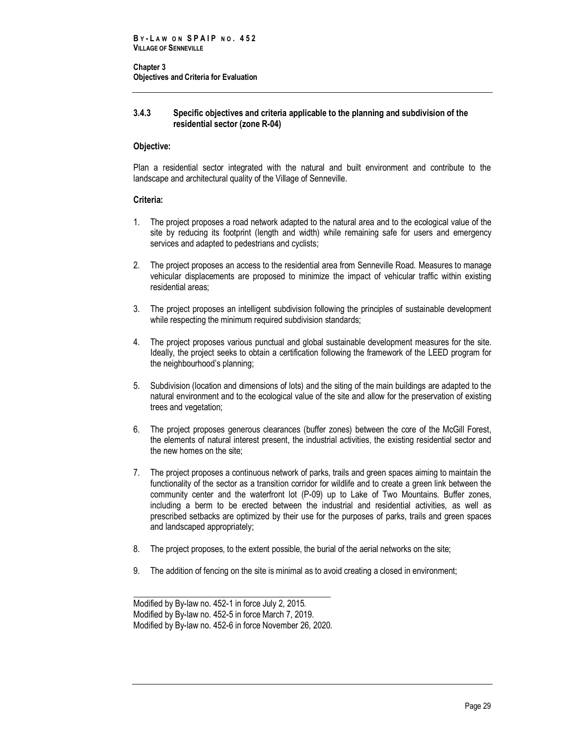### 3.4.3 Specific objectives and criteria applicable to the planning and subdivision of the residential sector (zone R-04)

**Objective:**

Plan a residential sector integrated with the natural and built environment and contribute to the landscape and architectural quality of the Village of Senneville.

**Criteria:**

1. The project proposes a road network adapted to the natural area and to the ecological value of the site by reducing its footprint (length and width) while remaining safe for users and emergency services and adapted to pedestrians and cyclists;
2. The project proposes an access to the residential area from Senneville Road. Measures to manage vehicular displacements are proposed to minimize the impact of vehicular traffic within existing residential areas;
3. The project proposes an intelligent subdivision following the principles of sustainable development while respecting the minimum required subdivision standards;
4. The project proposes various punctual and global sustainable development measures for the site. Ideally, the project seeks to obtain a certification following the framework of the LEED program for the neighbourhood's planning;
5. Subdivision (location and dimensions of lots) and the siting of the main buildings are adapted to the natural environment and to the ecological value of the site and allow for the preservation of existing trees and vegetation;
6. The project proposes generous clearances (buffer zones) between the core of the McGill Forest, the elements of natural interest present, the industrial activities, the existing residential sector and the new homes on the site;
7. The project proposes a continuous network of parks, trails and green spaces aiming to maintain the functionality of the sector as a transition corridor for wildlife and to create a green link between the community center and the waterfront lot (P-09) up to Lake of Two Mountains. Buffer zones, including a berm to be erected between the industrial and residential activities, as well as prescribed setbacks are optimized by their use for the purposes of parks, trails and green spaces and landscaped appropriately;
8. The project proposes, to the extent possible, the burial of the aerial networks on the site;
9. The addition of fencing on the site is minimal as to avoid creating a closed in environment;

---

Modified by By-law no. 452-1 in force July 2, 2015.
Modified by By-law no. 452-5 in force March 7, 2019.
Modified by By-law no. 452-6 in force November 26, 2020.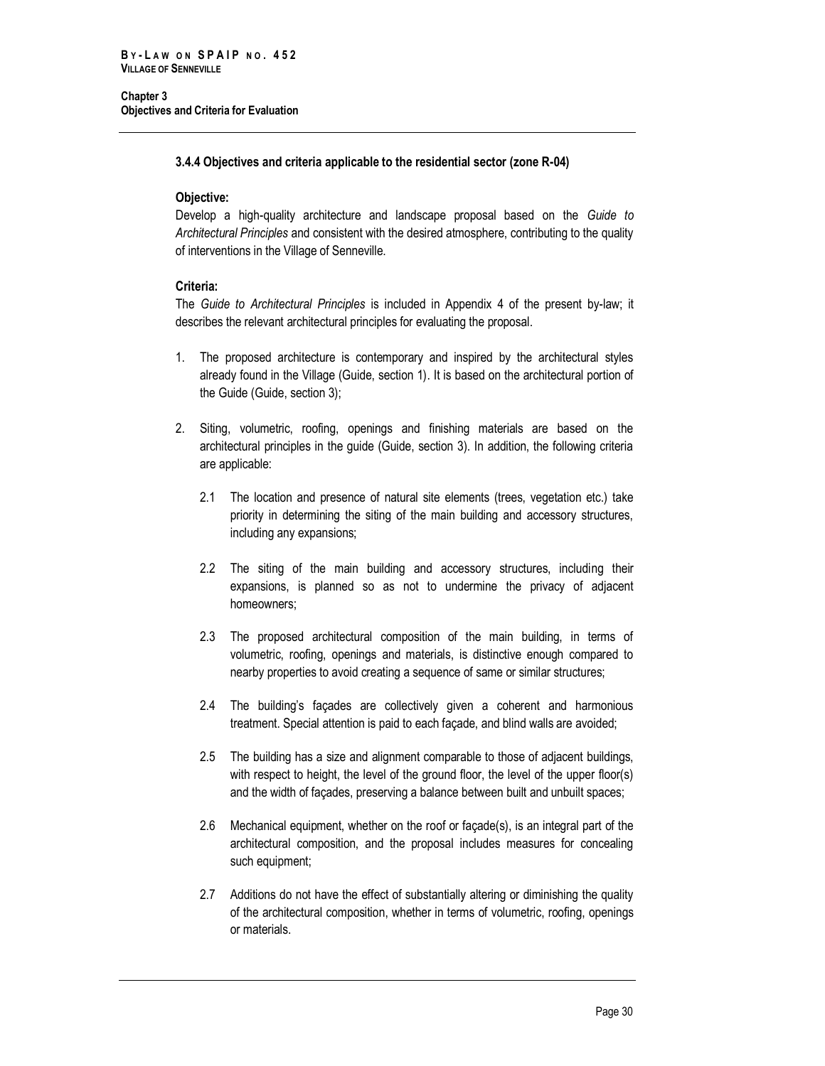### 3.4.4 Objectives and criteria applicable to the residential sector (zone R-04)

**Objective:**

Develop a high-quality architecture and landscape proposal based on the *Guide to Architectural Principles* and consistent with the desired atmosphere, contributing to the quality of interventions in the Village of Senneville.

**Criteria:**

The *Guide to Architectural Principles* is included in Appendix 4 of the present by-law; it describes the relevant architectural principles for evaluating the proposal.

1. The proposed architecture is contemporary and inspired by the architectural styles already found in the Village (Guide, section 1). It is based on the architectural portion of the Guide (Guide, section 3);

2. Siting, volumetric, roofing, openings and finishing materials are based on the architectural principles in the guide (Guide, section 3). In addition, the following criteria are applicable:

   2.1 The location and presence of natural site elements (trees, vegetation etc.) take priority in determining the siting of the main building and accessory structures, including any expansions;

   2.2 The siting of the main building and accessory structures, including their expansions, is planned so as not to undermine the privacy of adjacent homeowners;

   2.3 The proposed architectural composition of the main building, in terms of volumetric, roofing, openings and materials, is distinctive enough compared to nearby properties to avoid creating a sequence of same or similar structures;

   2.4 The building's façades are collectively given a coherent and harmonious treatment. Special attention is paid to each façade, and blind walls are avoided;

   2.5 The building has a size and alignment comparable to those of adjacent buildings, with respect to height, the level of the ground floor, the level of the upper floor(s) and the width of façades, preserving a balance between built and unbuilt spaces;

   2.6 Mechanical equipment, whether on the roof or façade(s), is an integral part of the architectural composition, and the proposal includes measures for concealing such equipment;

   2.7 Additions do not have the effect of substantially altering or diminishing the quality of the architectural composition, whether in terms of volumetric, roofing, openings or materials.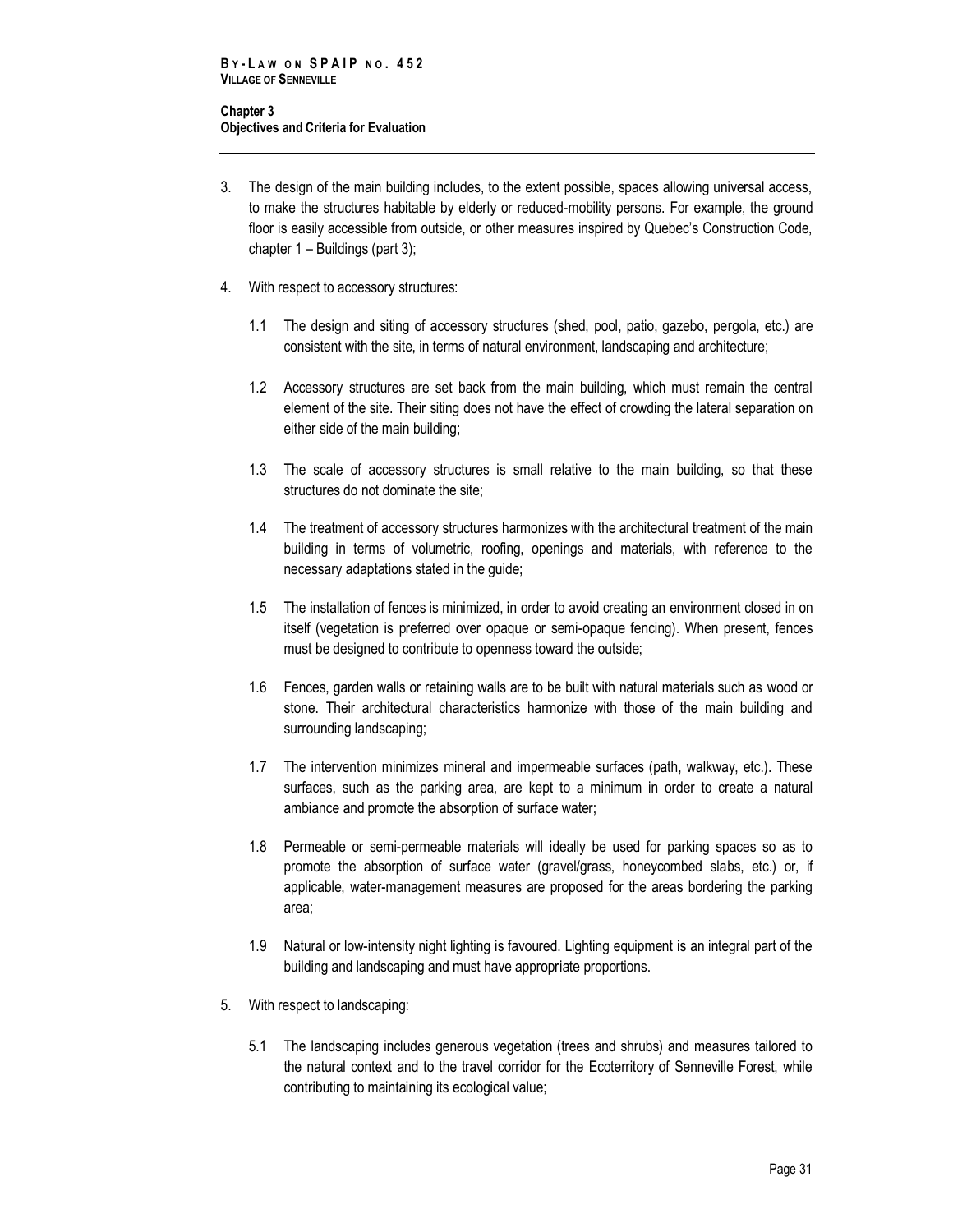3. The design of the main building includes, to the extent possible, spaces allowing universal access, to make the structures habitable by elderly or reduced-mobility persons. For example, the ground floor is easily accessible from outside, or other measures inspired by Quebec's Construction Code, chapter 1 – Buildings (part 3);

4. With respect to accessory structures:

   1.1 The design and siting of accessory structures (shed, pool, patio, gazebo, pergola, etc.) are consistent with the site, in terms of natural environment, landscaping and architecture;

   1.2 Accessory structures are set back from the main building, which must remain the central element of the site. Their siting does not have the effect of crowding the lateral separation on either side of the main building;

   1.3 The scale of accessory structures is small relative to the main building, so that these structures do not dominate the site;

   1.4 The treatment of accessory structures harmonizes with the architectural treatment of the main building in terms of volumetric, roofing, openings and materials, with reference to the necessary adaptations stated in the guide;

   1.5 The installation of fences is minimized, in order to avoid creating an environment closed in on itself (vegetation is preferred over opaque or semi-opaque fencing). When present, fences must be designed to contribute to openness toward the outside;

   1.6 Fences, garden walls or retaining walls are to be built with natural materials such as wood or stone. Their architectural characteristics harmonize with those of the main building and surrounding landscaping;

   1.7 The intervention minimizes mineral and impermeable surfaces (path, walkway, etc.). These surfaces, such as the parking area, are kept to a minimum in order to create a natural ambiance and promote the absorption of surface water;

   1.8 Permeable or semi-permeable materials will ideally be used for parking spaces so as to promote the absorption of surface water (gravel/grass, honeycombed slabs, etc.) or, if applicable, water-management measures are proposed for the areas bordering the parking area;

   1.9 Natural or low-intensity night lighting is favoured. Lighting equipment is an integral part of the building and landscaping and must have appropriate proportions.

5. With respect to landscaping:

   5.1 The landscaping includes generous vegetation (trees and shrubs) and measures tailored to the natural context and to the travel corridor for the Ecoterritory of Senneville Forest, while contributing to maintaining its ecological value;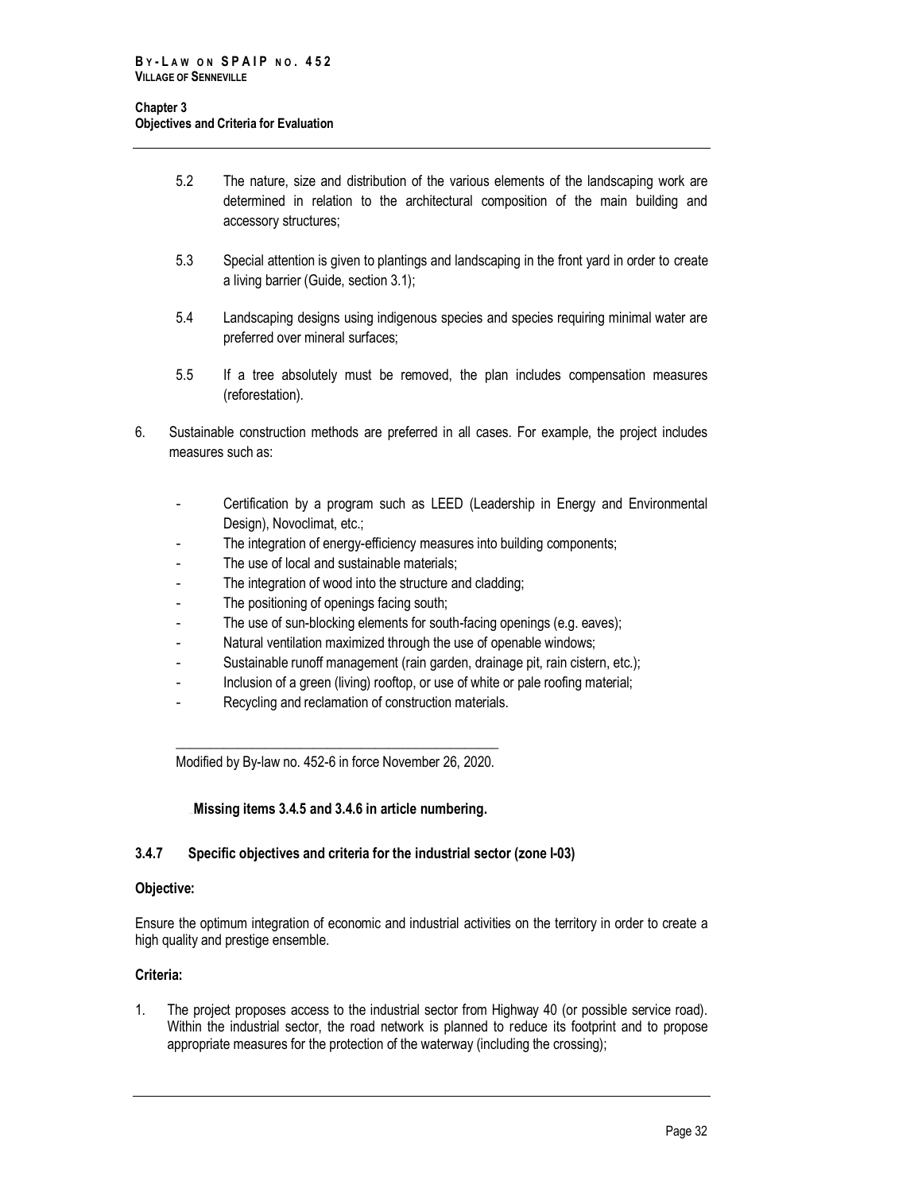5.2 The nature, size and distribution of the various elements of the landscaping work are determined in relation to the architectural composition of the main building and accessory structures;

5.3 Special attention is given to plantings and landscaping in the front yard in order to create a living barrier (Guide, section 3.1);

5.4 Landscaping designs using indigenous species and species requiring minimal water are preferred over mineral surfaces;

5.5 If a tree absolutely must be removed, the plan includes compensation measures (reforestation).

6. Sustainable construction methods are preferred in all cases. For example, the project includes measures such as:

   - Certification by a program such as LEED (Leadership in Energy and Environmental Design), Novoclimat, etc.;
   - The integration of energy-efficiency measures into building components;
   - The use of local and sustainable materials;
   - The integration of wood into the structure and cladding;
   - The positioning of openings facing south;
   - The use of sun-blocking elements for south-facing openings (e.g. eaves);
   - Natural ventilation maximized through the use of openable windows;
   - Sustainable runoff management (rain garden, drainage pit, rain cistern, etc.);
   - Inclusion of a green (living) rooftop, or use of white or pale roofing material;
   - Recycling and reclamation of construction materials.

______________________________________________

Modified by By-law no. 452-6 in force November 26, 2020.

**Missing items 3.4.5 and 3.4.6 in article numbering.**

### 3.4.7 Specific objectives and criteria for the industrial sector (zone I-03)

**Objective:**

Ensure the optimum integration of economic and industrial activities on the territory in order to create a high quality and prestige ensemble.

**Criteria:**

1. The project proposes access to the industrial sector from Highway 40 (or possible service road). Within the industrial sector, the road network is planned to reduce its footprint and to propose appropriate measures for the protection of the waterway (including the crossing);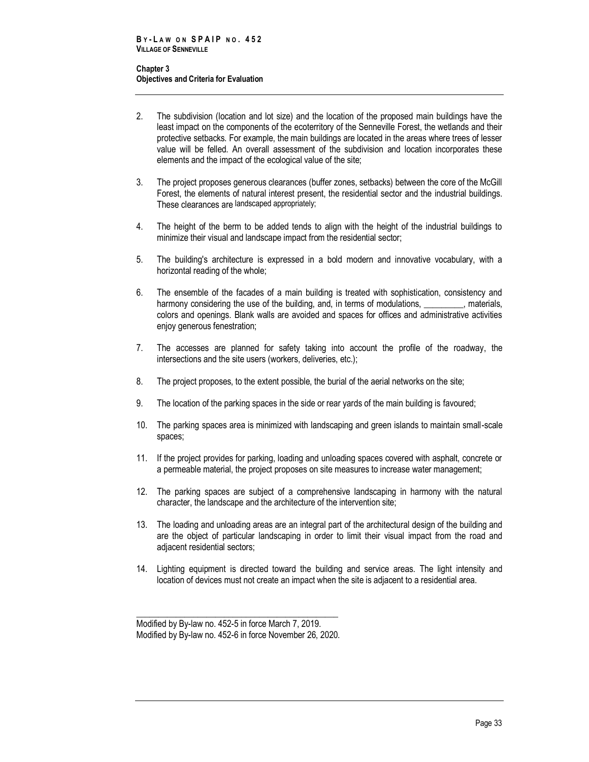2. The subdivision (location and lot size) and the location of the proposed main buildings have the least impact on the components of the ecoterritory of the Senneville Forest, the wetlands and their protective setbacks. For example, the main buildings are located in the areas where trees of lesser value will be felled. An overall assessment of the subdivision and location incorporates these elements and the impact of the ecological value of the site;

3. The project proposes generous clearances (buffer zones, setbacks) between the core of the McGill Forest, the elements of natural interest present, the residential sector and the industrial buildings. These clearances are landscaped appropriately;

4. The height of the berm to be added tends to align with the height of the industrial buildings to minimize their visual and landscape impact from the residential sector;

5. The building's architecture is expressed in a bold modern and innovative vocabulary, with a horizontal reading of the whole;

6. The ensemble of the facades of a main building is treated with sophistication, consistency and harmony considering the use of the building, and, in terms of modulations, _________, materials, colors and openings. Blank walls are avoided and spaces for offices and administrative activities enjoy generous fenestration;

7. The accesses are planned for safety taking into account the profile of the roadway, the intersections and the site users (workers, deliveries, etc.);

8. The project proposes, to the extent possible, the burial of the aerial networks on the site;

9. The location of the parking spaces in the side or rear yards of the main building is favoured;

10. The parking spaces area is minimized with landscaping and green islands to maintain small-scale spaces;

11. If the project provides for parking, loading and unloading spaces covered with asphalt, concrete or a permeable material, the project proposes on site measures to increase water management;

12. The parking spaces are subject of a comprehensive landscaping in harmony with the natural character, the landscape and the architecture of the intervention site;

13. The loading and unloading areas are an integral part of the architectural design of the building and are the object of particular landscaping in order to limit their visual impact from the road and adjacent residential sectors;

14. Lighting equipment is directed toward the building and service areas. The light intensity and location of devices must not create an impact when the site is adjacent to a residential area.

---

Modified by By-law no. 452-5 in force March 7, 2019.
Modified by By-law no. 452-6 in force November 26, 2020.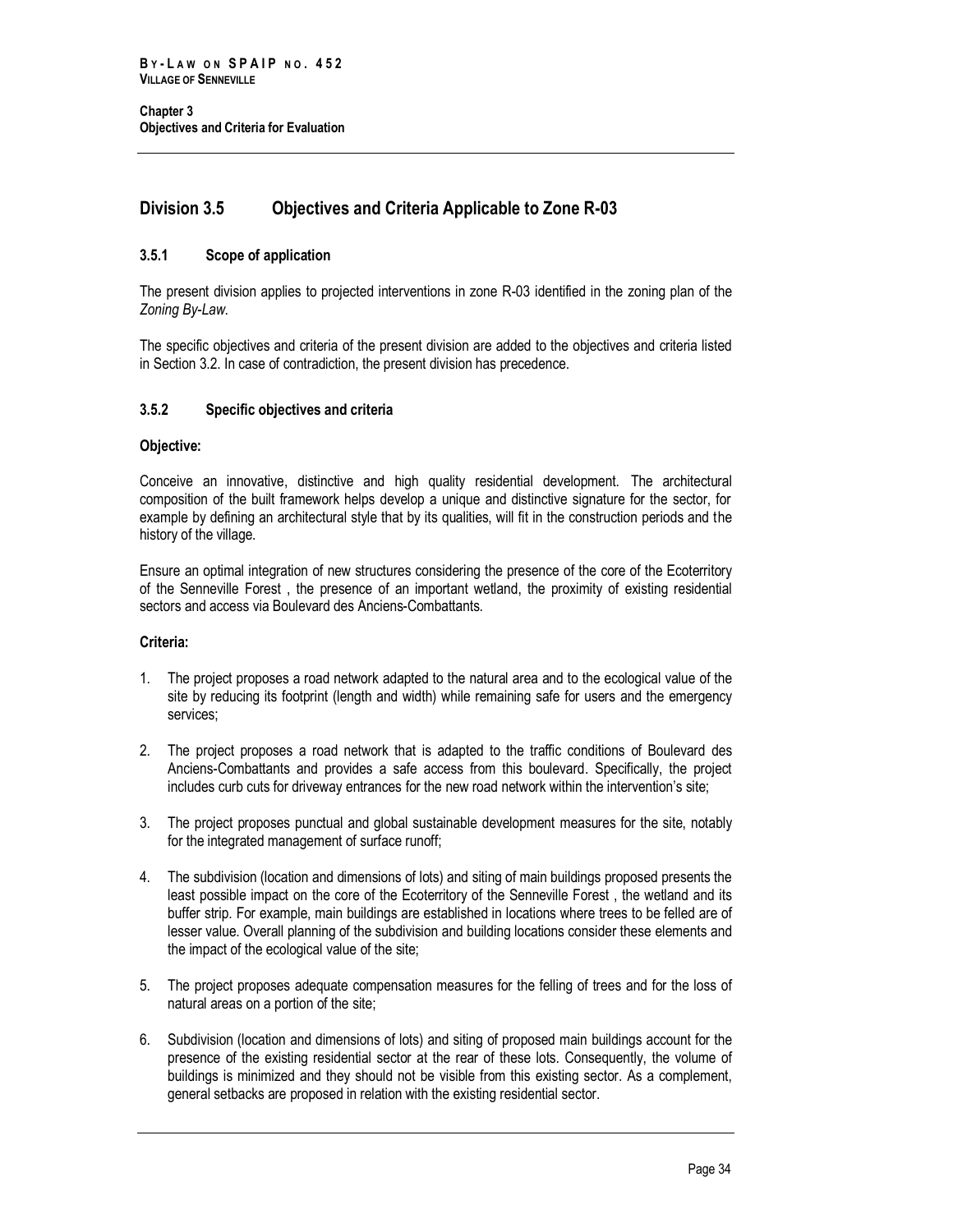## Division 3.5 Objectives and Criteria Applicable to Zone R-03

### 3.5.1 Scope of application

The present division applies to projected interventions in zone R-03 identified in the zoning plan of the *Zoning By-Law*.

The specific objectives and criteria of the present division are added to the objectives and criteria listed in Section 3.2. In case of contradiction, the present division has precedence.

### 3.5.2 Specific objectives and criteria

**Objective:**

Conceive an innovative, distinctive and high quality residential development. The architectural composition of the built framework helps develop a unique and distinctive signature for the sector, for example by defining an architectural style that by its qualities, will fit in the construction periods and the history of the village.

Ensure an optimal integration of new structures considering the presence of the core of the Ecoterritory of the Senneville Forest , the presence of an important wetland, the proximity of existing residential sectors and access via Boulevard des Anciens-Combattants.

**Criteria:**

1. The project proposes a road network adapted to the natural area and to the ecological value of the site by reducing its footprint (length and width) while remaining safe for users and the emergency services;

2. The project proposes a road network that is adapted to the traffic conditions of Boulevard des Anciens-Combattants and provides a safe access from this boulevard. Specifically, the project includes curb cuts for driveway entrances for the new road network within the intervention's site;

3. The project proposes punctual and global sustainable development measures for the site, notably for the integrated management of surface runoff;

4. The subdivision (location and dimensions of lots) and siting of main buildings proposed presents the least possible impact on the core of the Ecoterritory of the Senneville Forest , the wetland and its buffer strip. For example, main buildings are established in locations where trees to be felled are of lesser value. Overall planning of the subdivision and building locations consider these elements and the impact of the ecological value of the site;

5. The project proposes adequate compensation measures for the felling of trees and for the loss of natural areas on a portion of the site;

6. Subdivision (location and dimensions of lots) and siting of proposed main buildings account for the presence of the existing residential sector at the rear of these lots. Consequently, the volume of buildings is minimized and they should not be visible from this existing sector. As a complement, general setbacks are proposed in relation with the existing residential sector.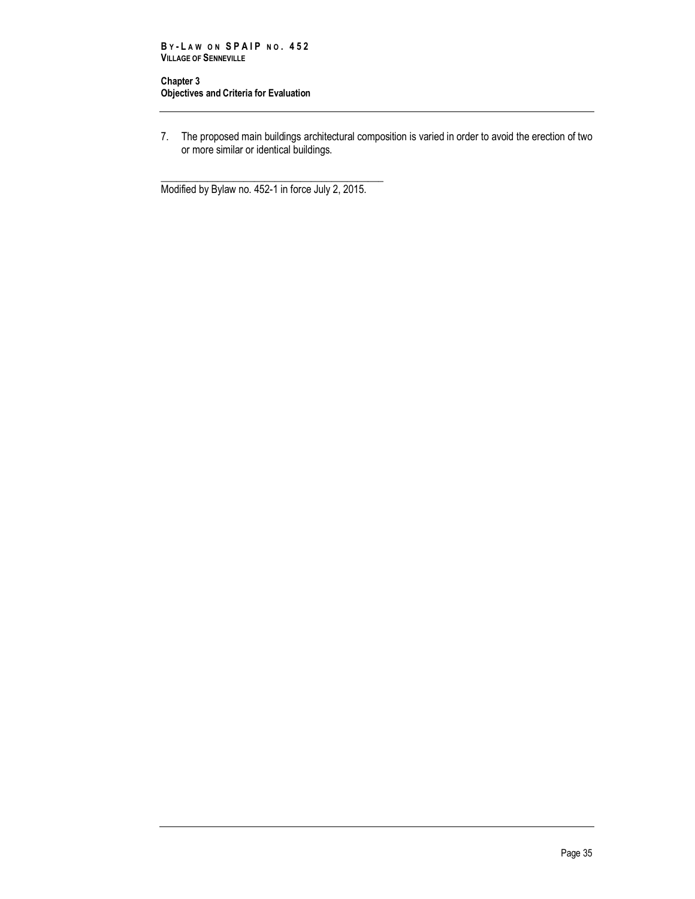7. The proposed main buildings architectural composition is varied in order to avoid the erection of two or more similar or identical buildings.

---

Modified by Bylaw no. 452-1 in force July 2, 2015.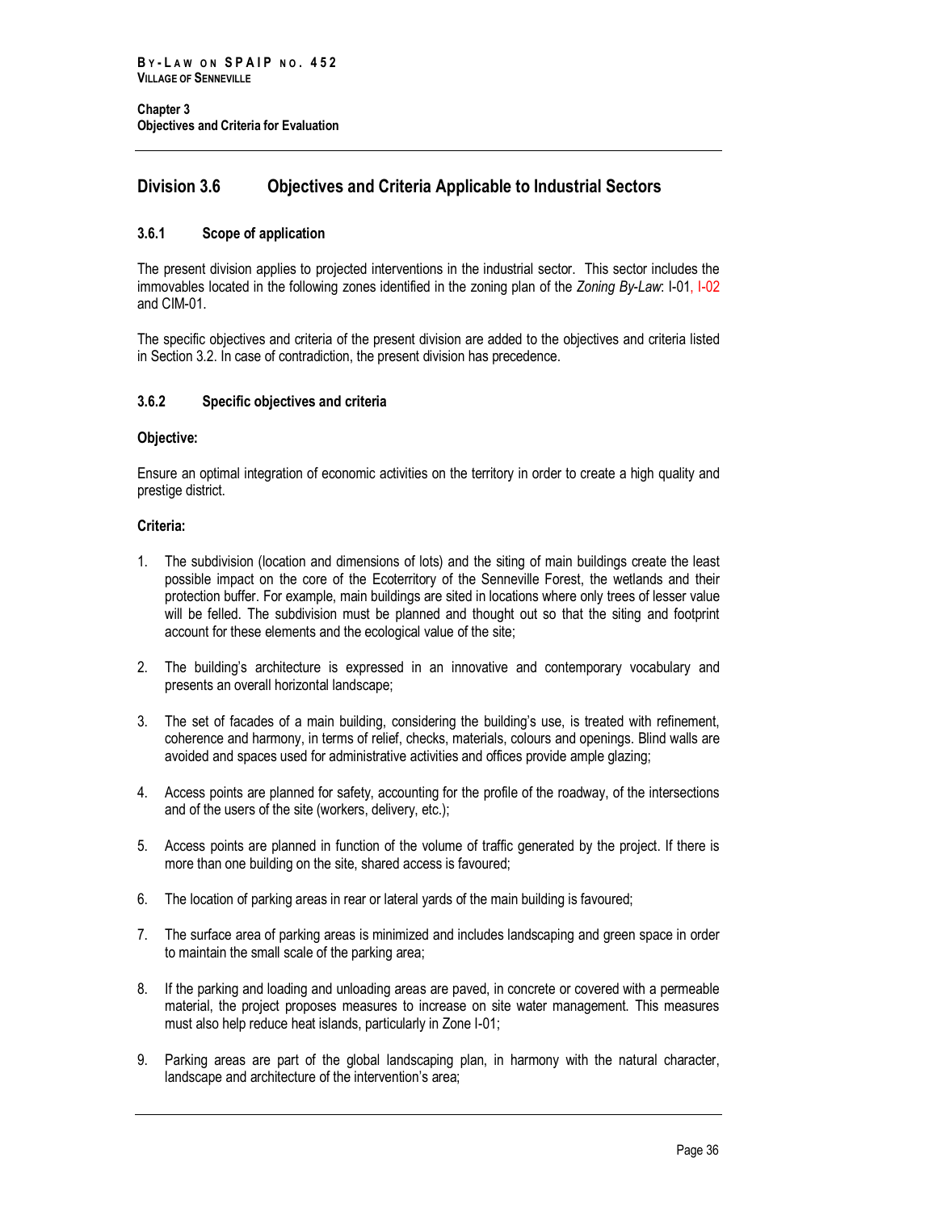## Division 3.6 Objectives and Criteria Applicable to Industrial Sectors

### 3.6.1 Scope of application

The present division applies to projected interventions in the industrial sector. This sector includes the immovables located in the following zones identified in the zoning plan of the *Zoning By-Law*: I-01, I-02 and CIM-01.

The specific objectives and criteria of the present division are added to the objectives and criteria listed in Section 3.2. In case of contradiction, the present division has precedence.

### 3.6.2 Specific objectives and criteria

**Objective:**

Ensure an optimal integration of economic activities on the territory in order to create a high quality and prestige district.

**Criteria:**

1. The subdivision (location and dimensions of lots) and the siting of main buildings create the least possible impact on the core of the Ecoterritory of the Senneville Forest, the wetlands and their protection buffer. For example, main buildings are sited in locations where only trees of lesser value will be felled. The subdivision must be planned and thought out so that the siting and footprint account for these elements and the ecological value of the site;

2. The building's architecture is expressed in an innovative and contemporary vocabulary and presents an overall horizontal landscape;

3. The set of facades of a main building, considering the building's use, is treated with refinement, coherence and harmony, in terms of relief, checks, materials, colours and openings. Blind walls are avoided and spaces used for administrative activities and offices provide ample glazing;

4. Access points are planned for safety, accounting for the profile of the roadway, of the intersections and of the users of the site (workers, delivery, etc.);

5. Access points are planned in function of the volume of traffic generated by the project. If there is more than one building on the site, shared access is favoured;

6. The location of parking areas in rear or lateral yards of the main building is favoured;

7. The surface area of parking areas is minimized and includes landscaping and green space in order to maintain the small scale of the parking area;

8. If the parking and loading and unloading areas are paved, in concrete or covered with a permeable material, the project proposes measures to increase on site water management. This measures must also help reduce heat islands, particularly in Zone I-01;

9. Parking areas are part of the global landscaping plan, in harmony with the natural character, landscape and architecture of the intervention's area;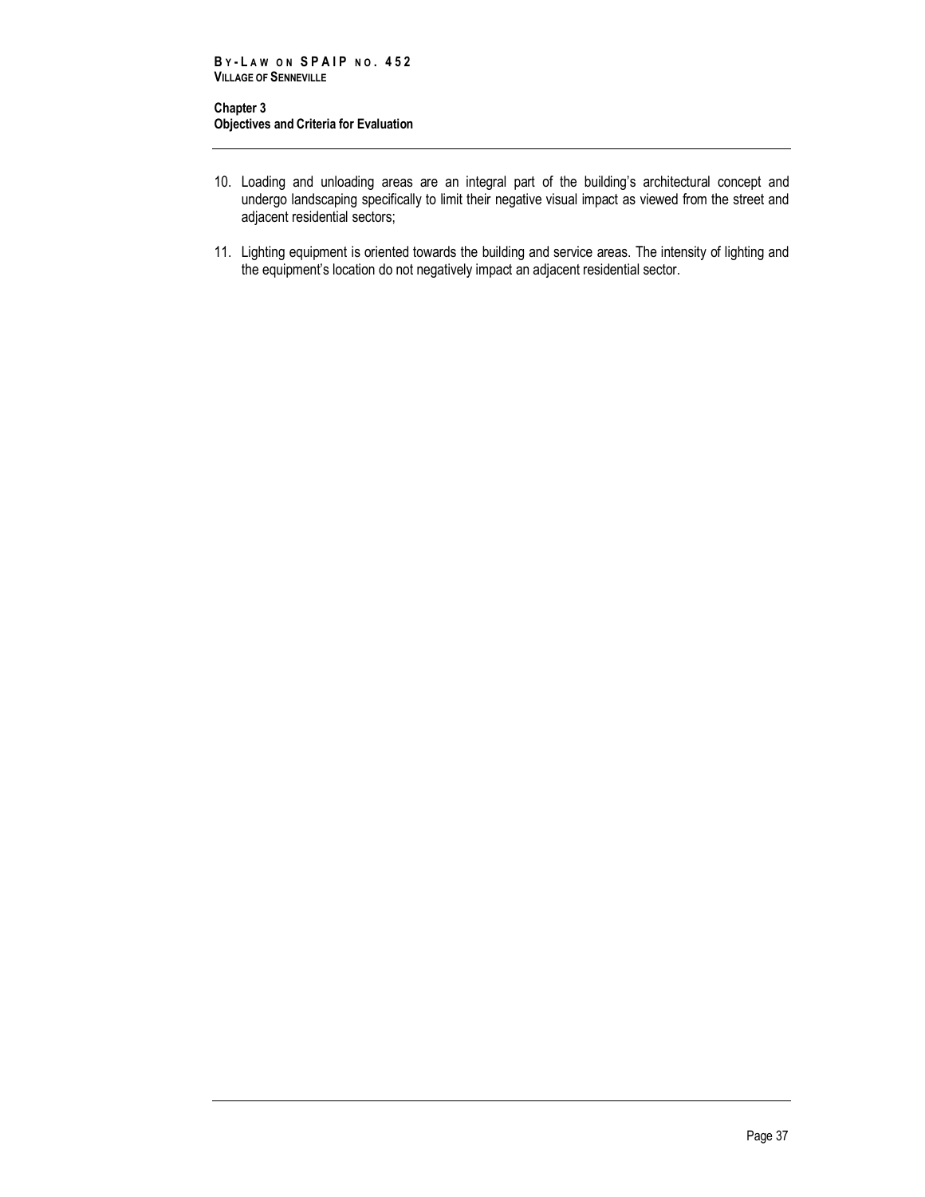10. Loading and unloading areas are an integral part of the building's architectural concept and undergo landscaping specifically to limit their negative visual impact as viewed from the street and adjacent residential sectors;

11. Lighting equipment is oriented towards the building and service areas. The intensity of lighting and the equipment's location do not negatively impact an adjacent residential sector.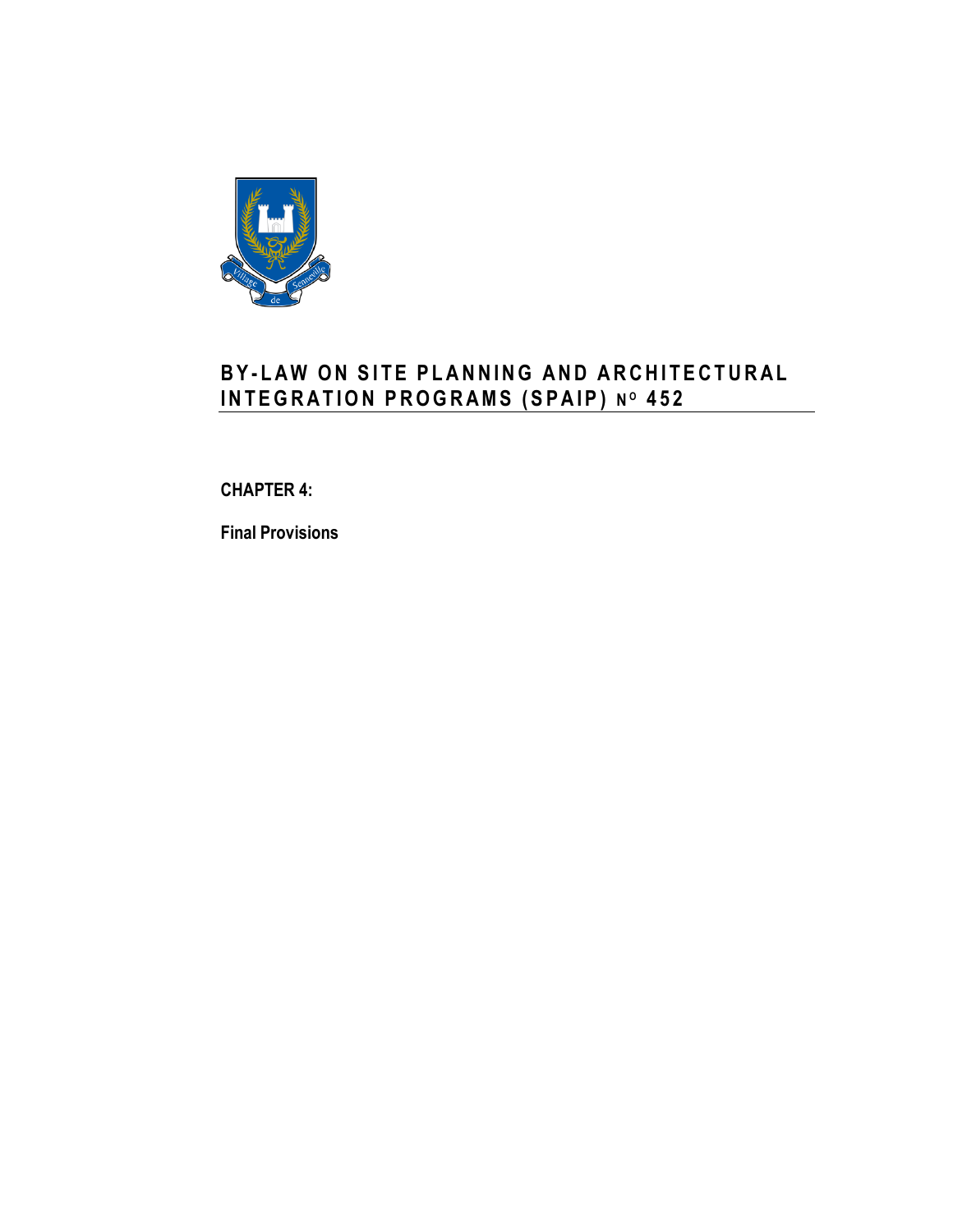# BY-LAW ON SITE PLANNING AND ARCHITECTURAL INTEGRATION PROGRAMS (SPAIP) No 452

**CHAPTER 4:**

**Final Provisions**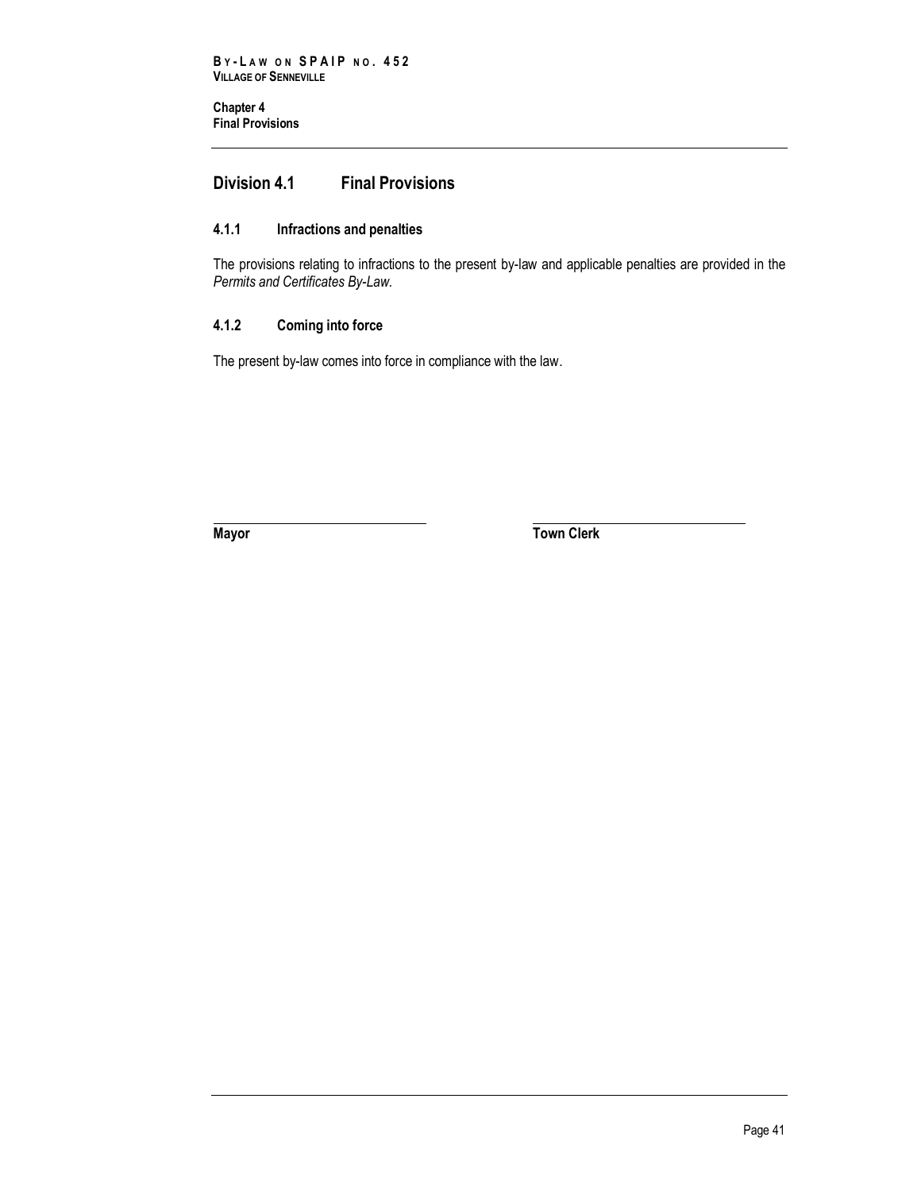## Division 4.1 Final Provisions

### 4.1.1 Infractions and penalties

The provisions relating to infractions to the present by-law and applicable penalties are provided in the *Permits and Certificates By-Law.*

### 4.1.2 Coming into force

The present by-law comes into force in compliance with the law.

| **Mayor** | **Town Clerk** |
|---|---|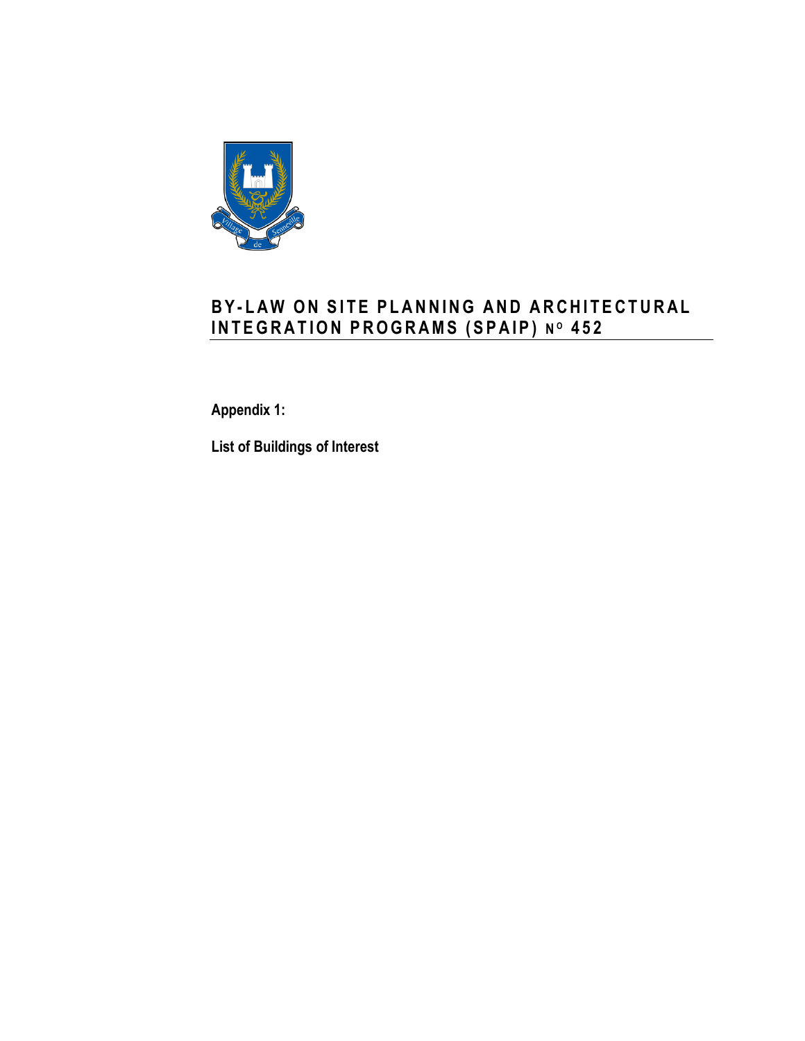# BY-LAW ON SITE PLANNING AND ARCHITECTURAL INTEGRATION PROGRAMS (SPAIP) NO 452

**Appendix 1:**

**List of Buildings of Interest**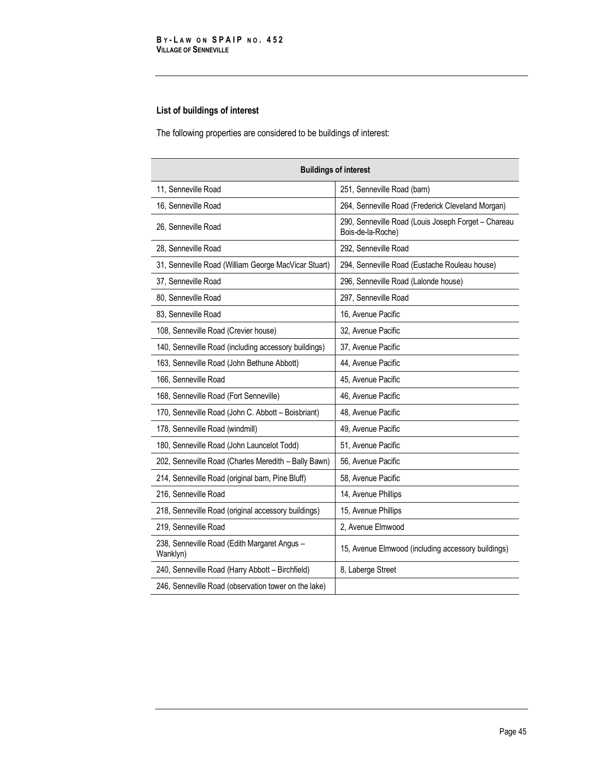### List of buildings of interest

The following properties are considered to be buildings of interest:

| Buildings of interest | |
|---|---|
| 11, Senneville Road | 251, Senneville Road (barn) |
| 16, Senneville Road | 264, Senneville Road (Frederick Cleveland Morgan) |
| 26, Senneville Road | 290, Senneville Road (Louis Joseph Forget – Chareau Bois-de-la-Roche) |
| 28, Senneville Road | 292, Senneville Road |
| 31, Senneville Road (William George MacVicar Stuart) | 294, Senneville Road (Eustache Rouleau house) |
| 37, Senneville Road | 296, Senneville Road (Lalonde house) |
| 80, Senneville Road | 297, Senneville Road |
| 83, Senneville Road | 16, Avenue Pacific |
| 108, Senneville Road (Crevier house) | 32, Avenue Pacific |
| 140, Senneville Road (including accessory buildings) | 37, Avenue Pacific |
| 163, Senneville Road (John Bethune Abbott) | 44, Avenue Pacific |
| 166, Senneville Road | 45, Avenue Pacific |
| 168, Senneville Road (Fort Senneville) | 46, Avenue Pacific |
| 170, Senneville Road (John C. Abbott – Boisbriant) | 48, Avenue Pacific |
| 178, Senneville Road (windmill) | 49, Avenue Pacific |
| 180, Senneville Road (John Launcelot Todd) | 51, Avenue Pacific |
| 202, Senneville Road (Charles Meredith – Bally Bawn) | 56, Avenue Pacific |
| 214, Senneville Road (original barn, Pine Bluff) | 58, Avenue Pacific |
| 216, Senneville Road | 14, Avenue Phillips |
| 218, Senneville Road (original accessory buildings) | 15, Avenue Phillips |
| 219, Senneville Road | 2, Avenue Elmwood |
| 238, Senneville Road (Edith Margaret Angus – Wanklyn) | 15, Avenue Elmwood (including accessory buildings) |
| 240, Senneville Road (Harry Abbott – Birchfield) | 8, Laberge Street |
| 246, Senneville Road (observation tower on the lake) | |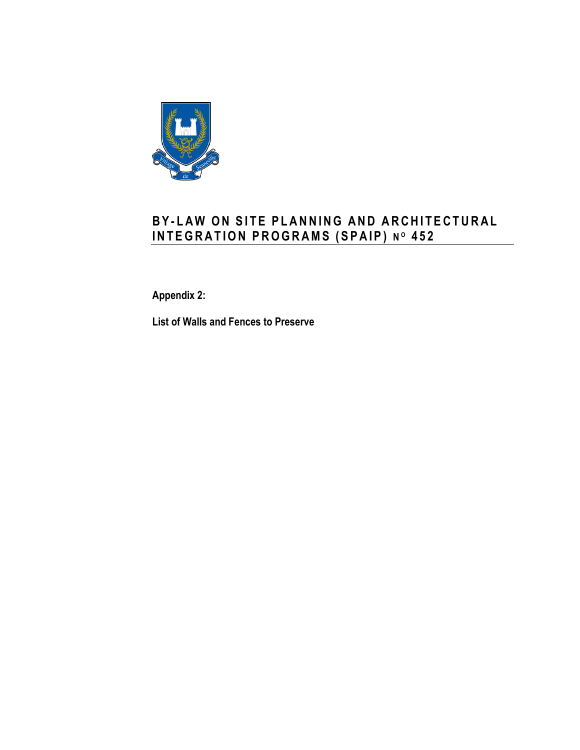# BY-LAW ON SITE PLANNING AND ARCHITECTURAL INTEGRATION PROGRAMS (SPAIP) No 452

**Appendix 2:**

**List of Walls and Fences to Preserve**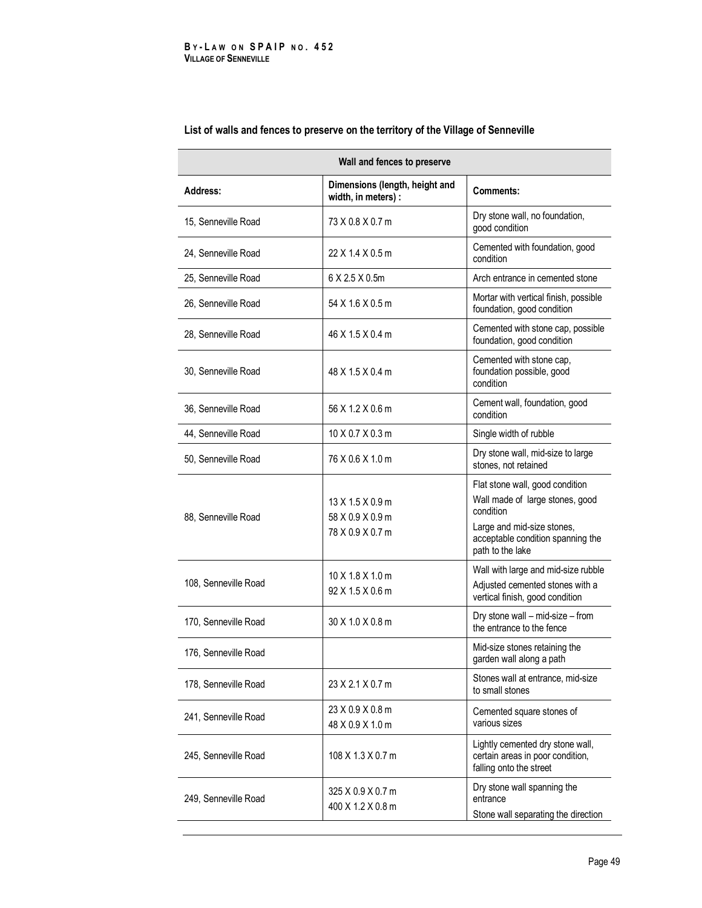### List of walls and fences to preserve on the territory of the Village of Senneville

| Wall and fences to preserve | | |
|---|---|---|
| **Address:** | **Dimensions (length, height and width, in meters) :** | **Comments:** |
| 15, Senneville Road | 73 X 0.8 X 0.7 m | Dry stone wall, no foundation, good condition |
| 24, Senneville Road | 22 X 1.4 X 0.5 m | Cemented with foundation, good condition |
| 25, Senneville Road | 6 X 2.5 X 0.5m | Arch entrance in cemented stone |
| 26, Senneville Road | 54 X 1.6 X 0.5 m | Mortar with vertical finish, possible foundation, good condition |
| 28, Senneville Road | 46 X 1.5 X 0.4 m | Cemented with stone cap, possible foundation, good condition |
| 30, Senneville Road | 48 X 1.5 X 0.4 m | Cemented with stone cap, foundation possible, good condition |
| 36, Senneville Road | 56 X 1.2 X 0.6 m | Cement wall, foundation, good condition |
| 44, Senneville Road | 10 X 0.7 X 0.3 m | Single width of rubble |
| 50, Senneville Road | 76 X 0.6 X 1.0 m | Dry stone wall, mid-size to large stones, not retained |
| 88, Senneville Road | 13 X 1.5 X 0.9 m<br>58 X 0.9 X 0.9 m<br>78 X 0.9 X 0.7 m | Flat stone wall, good condition<br>Wall made of large stones, good condition<br>Large and mid-size stones, acceptable condition spanning the path to the lake |
| 108, Senneville Road | 10 X 1.8 X 1.0 m<br>92 X 1.5 X 0.6 m | Wall with large and mid-size rubble<br>Adjusted cemented stones with a vertical finish, good condition |
| 170, Senneville Road | 30 X 1.0 X 0.8 m | Dry stone wall – mid-size – from the entrance to the fence |
| 176, Senneville Road | | Mid-size stones retaining the garden wall along a path |
| 178, Senneville Road | 23 X 2.1 X 0.7 m | Stones wall at entrance, mid-size to small stones |
| 241, Senneville Road | 23 X 0.9 X 0.8 m<br>48 X 0.9 X 1.0 m | Cemented square stones of various sizes |
| 245, Senneville Road | 108 X 1.3 X 0.7 m | Lightly cemented dry stone wall, certain areas in poor condition, falling onto the street |
| 249, Senneville Road | 325 X 0.9 X 0.7 m<br>400 X 1.2 X 0.8 m | Dry stone wall spanning the entrance<br>Stone wall separating the direction |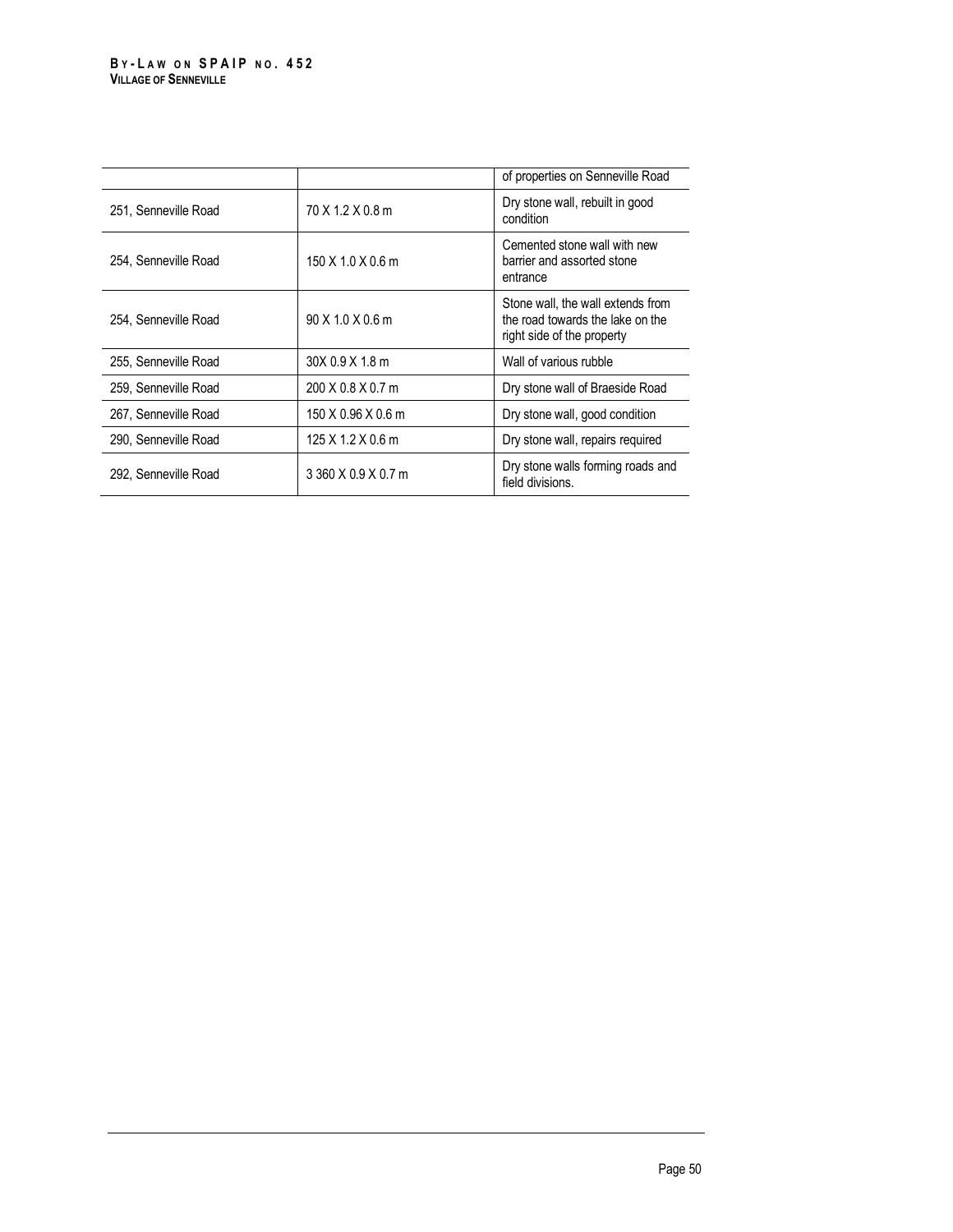| | | |
|---|---|---|
| | | of properties on Senneville Road |
| 251, Senneville Road | 70 X 1.2 X 0.8 m | Dry stone wall, rebuilt in good condition |
| 254, Senneville Road | 150 X 1.0 X 0.6 m | Cemented stone wall with new barrier and assorted stone entrance |
| 254, Senneville Road | 90 X 1.0 X 0.6 m | Stone wall, the wall extends from the road towards the lake on the right side of the property |
| 255, Senneville Road | 30X 0.9 X 1.8 m | Wall of various rubble |
| 259, Senneville Road | 200 X 0.8 X 0.7 m | Dry stone wall of Braeside Road |
| 267, Senneville Road | 150 X 0.96 X 0.6 m | Dry stone wall, good condition |
| 290, Senneville Road | 125 X 1.2 X 0.6 m | Dry stone wall, repairs required |
| 292, Senneville Road | 3 360 X 0.9 X 0.7 m | Dry stone walls forming roads and field divisions. |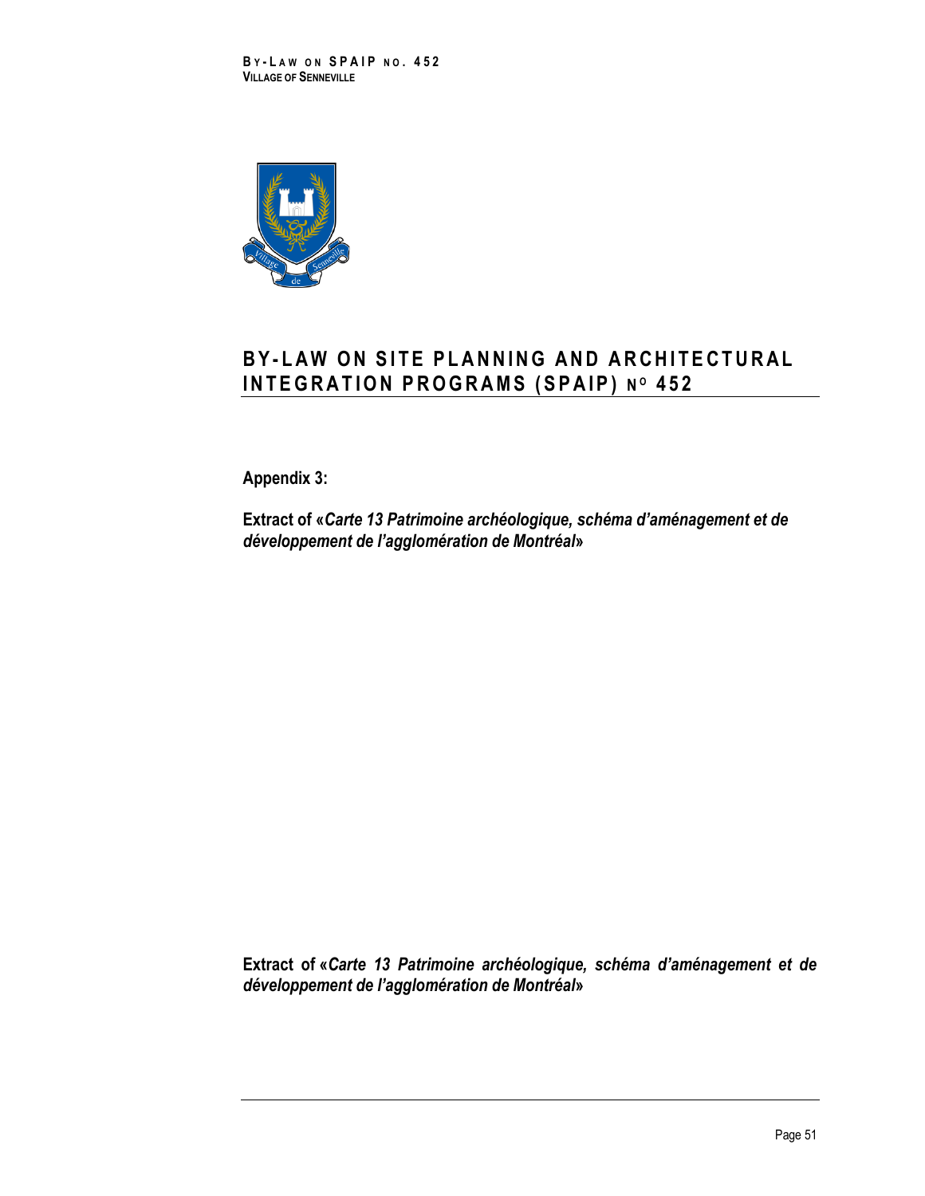# BY-LAW ON SITE PLANNING AND ARCHITECTURAL INTEGRATION PROGRAMS (SPAIP) N° 452

**Appendix 3:**

**Extract of «*Carte 13 Patrimoine archéologique, schéma d'aménagement et de développement de l'agglomération de Montréal*»**

**Extract of «*Carte 13 Patrimoine archéologique, schéma d'aménagement et de développement de l'agglomération de Montréal*»**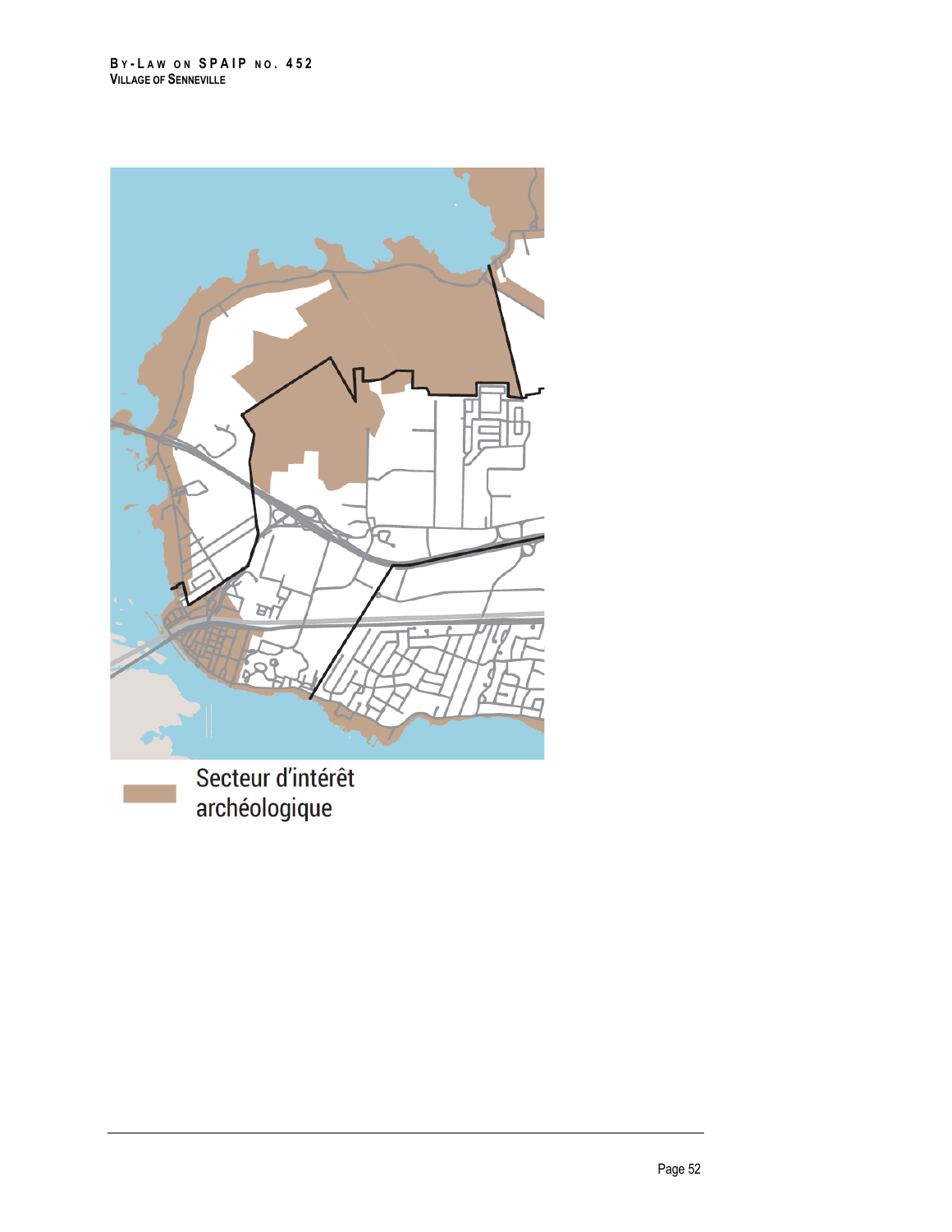Secteur d'intérêt archéologique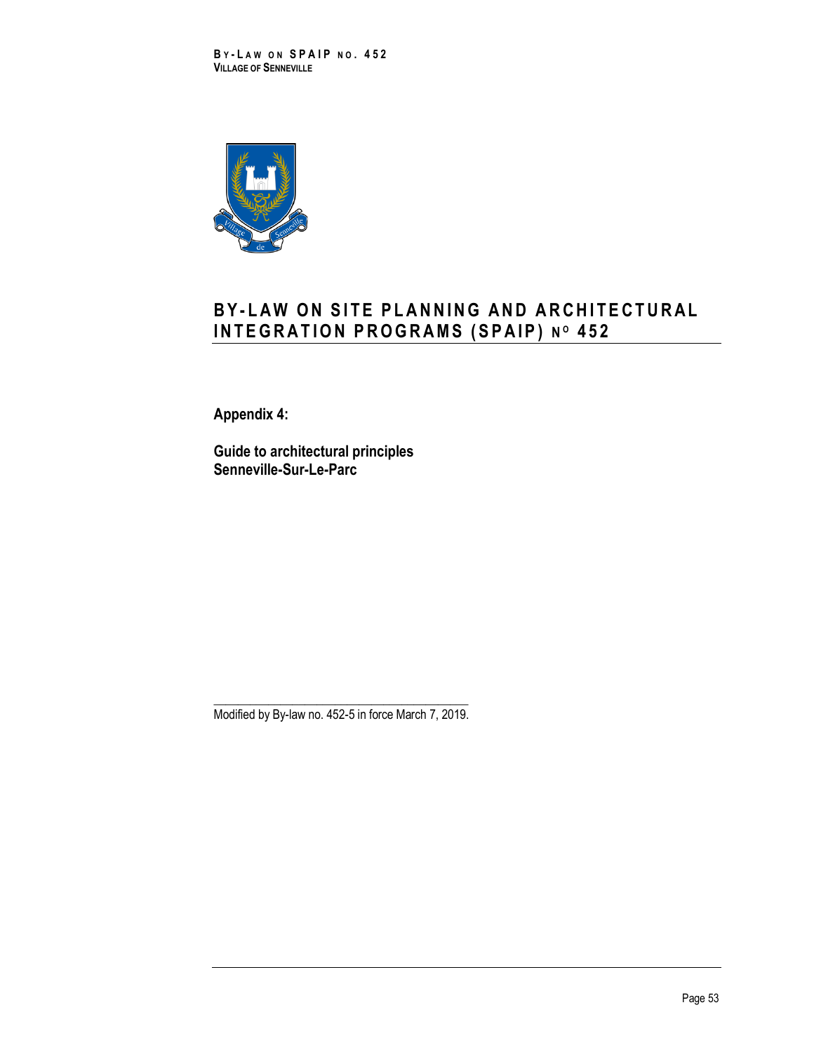# BY-LAW ON SITE PLANNING AND ARCHITECTURAL INTEGRATION PROGRAMS (SPAIP) Nº 452

**Appendix 4:**

**Guide to architectural principles**
**Senneville-Sur-Le-Parc**

Modified by By-law no. 452-5 in force March 7, 2019.